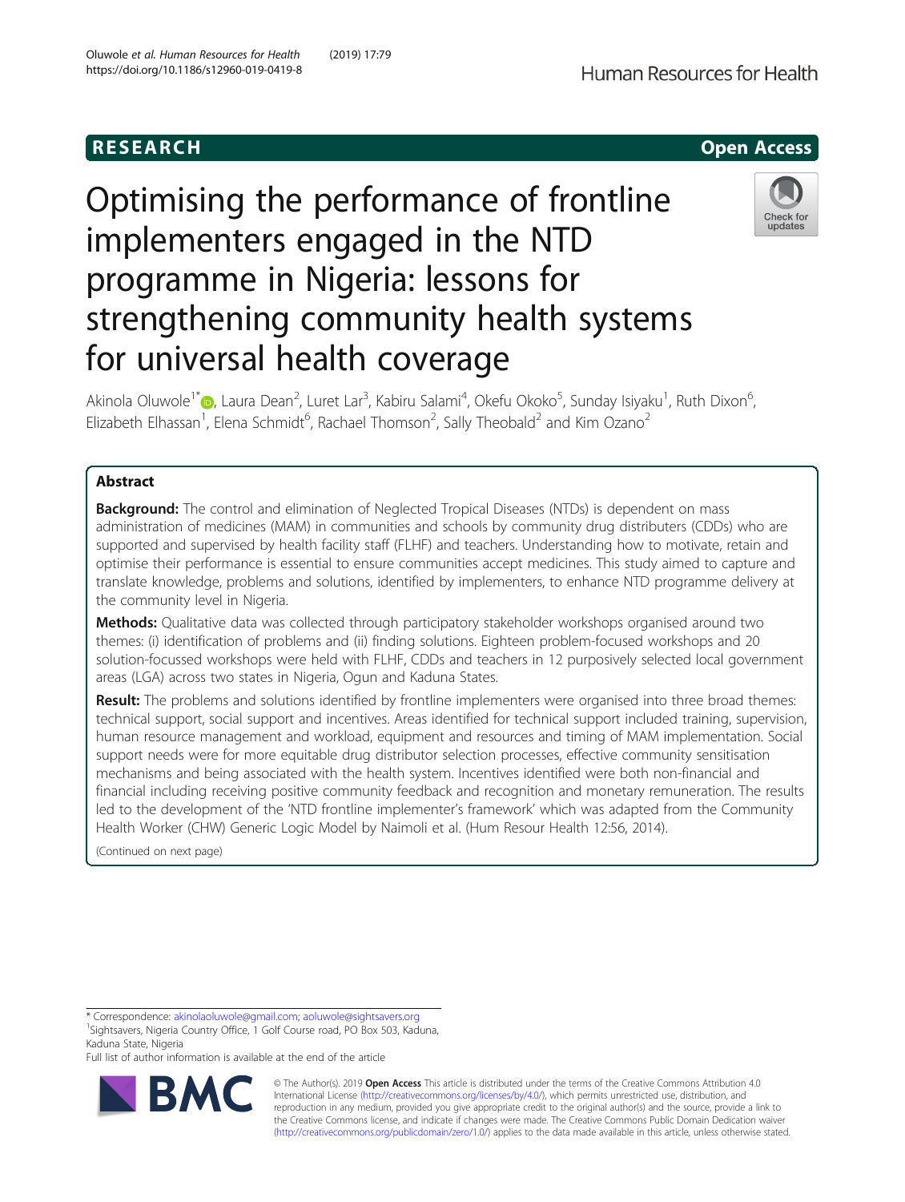RESEARCH

Open Access

# Optimising the performance of frontline implementers engaged in the NTD programme in Nigeria: lessons for strengthening community health systems for universal health coverage

Akinola Oluwole[1*], Laura Dean[2], Luret Lar[3], Kabiru Salami[4], Okefu Okoko[5], Sunday Isiyaku[1], Ruth Dixon[6], Elizabeth Elhassan[1], Elena Schmidt[6], Rachael Thomson[2], Sally Theobald[2] and Kim Ozano[2]

## Abstract

**Background:** The control and elimination of Neglected Tropical Diseases (NTDs) is dependent on mass administration of medicines (MAM) in communities and schools by community drug distributers (CDDs) who are supported and supervised by health facility staff (FLHF) and teachers. Understanding how to motivate, retain and optimise their performance is essential to ensure communities accept medicines. This study aimed to capture and translate knowledge, problems and solutions, identified by implementers, to enhance NTD programme delivery at the community level in Nigeria.

**Methods:** Qualitative data was collected through participatory stakeholder workshops organised around two themes: (i) identification of problems and (ii) finding solutions. Eighteen problem-focused workshops and 20 solution-focussed workshops were held with FLHF, CDDs and teachers in 12 purposively selected local government areas (LGA) across two states in Nigeria, Ogun and Kaduna States.

**Result:** The problems and solutions identified by frontline implementers were organised into three broad themes: technical support, social support and incentives. Areas identified for technical support included training, supervision, human resource management and workload, equipment and resources and timing of MAM implementation. Social support needs were for more equitable drug distributor selection processes, effective community sensitisation mechanisms and being associated with the health system. Incentives identified were both non-financial and financial including receiving positive community feedback and recognition and monetary remuneration. The results led to the development of the 'NTD frontline implementer's framework' which was adapted from the Community Health Worker (CHW) Generic Logic Model by Naimoli et al. (Hum Resour Health 12:56, 2014).

(Continued on next page)

* Correspondence: akinolaoluwole@gmail.com; aoluwole@sightsavers.org
[1]Sightsavers, Nigeria Country Office, 1 Golf Course road, PO Box 503, Kaduna, Kaduna State, Nigeria
Full list of author information is available at the end of the article

© The Author(s). 2019 **Open Access** This article is distributed under the terms of the Creative Commons Attribution 4.0 International License (http://creativecommons.org/licenses/by/4.0/), which permits unrestricted use, distribution, and reproduction in any medium, provided you give appropriate credit to the original author(s) and the source, provide a link to the Creative Commons license, and indicate if changes were made. The Creative Commons Public Domain Dedication waiver (http://creativecommons.org/publicdomain/zero/1.0/) applies to the data made available in this article, unless otherwise stated.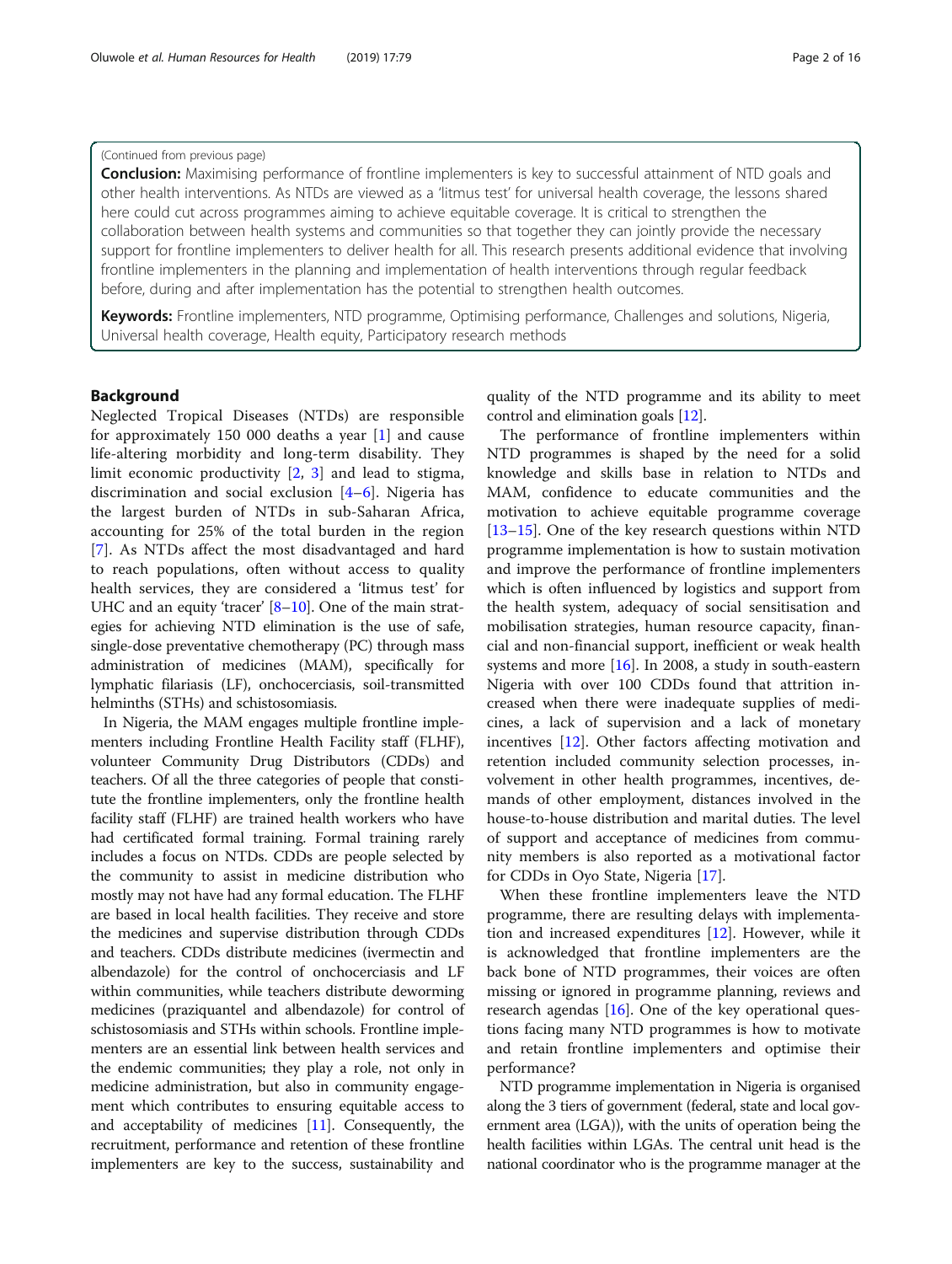(Continued from previous page)

**Conclusion:** Maximising performance of frontline implementers is key to successful attainment of NTD goals and other health interventions. As NTDs are viewed as a 'litmus test' for universal health coverage, the lessons shared here could cut across programmes aiming to achieve equitable coverage. It is critical to strengthen the collaboration between health systems and communities so that together they can jointly provide the necessary support for frontline implementers to deliver health for all. This research presents additional evidence that involving frontline implementers in the planning and implementation of health interventions through regular feedback before, during and after implementation has the potential to strengthen health outcomes.

**Keywords:** Frontline implementers, NTD programme, Optimising performance, Challenges and solutions, Nigeria, Universal health coverage, Health equity, Participatory research methods

## Background

Neglected Tropical Diseases (NTDs) are responsible for approximately 150 000 deaths a year [1] and cause life-altering morbidity and long-term disability. They limit economic productivity [2, 3] and lead to stigma, discrimination and social exclusion [4–6]. Nigeria has the largest burden of NTDs in sub-Saharan Africa, accounting for 25% of the total burden in the region [7]. As NTDs affect the most disadvantaged and hard to reach populations, often without access to quality health services, they are considered a 'litmus test' for UHC and an equity 'tracer' [8–10]. One of the main strategies for achieving NTD elimination is the use of safe, single-dose preventative chemotherapy (PC) through mass administration of medicines (MAM), specifically for lymphatic filariasis (LF), onchocerciasis, soil-transmitted helminths (STHs) and schistosomiasis.

In Nigeria, the MAM engages multiple frontline implementers including Frontline Health Facility staff (FLHF), volunteer Community Drug Distributors (CDDs) and teachers. Of all the three categories of people that constitute the frontline implementers, only the frontline health facility staff (FLHF) are trained health workers who have had certificated formal training. Formal training rarely includes a focus on NTDs. CDDs are people selected by the community to assist in medicine distribution who mostly may not have had any formal education. The FLHF are based in local health facilities. They receive and store the medicines and supervise distribution through CDDs and teachers. CDDs distribute medicines (ivermectin and albendazole) for the control of onchocerciasis and LF within communities, while teachers distribute deworming medicines (praziquantel and albendazole) for control of schistosomiasis and STHs within schools. Frontline implementers are an essential link between health services and the endemic communities; they play a role, not only in medicine administration, but also in community engagement which contributes to ensuring equitable access to and acceptability of medicines [11]. Consequently, the recruitment, performance and retention of these frontline implementers are key to the success, sustainability and quality of the NTD programme and its ability to meet control and elimination goals [12].

The performance of frontline implementers within NTD programmes is shaped by the need for a solid knowledge and skills base in relation to NTDs and MAM, confidence to educate communities and the motivation to achieve equitable programme coverage [13–15]. One of the key research questions within NTD programme implementation is how to sustain motivation and improve the performance of frontline implementers which is often influenced by logistics and support from the health system, adequacy of social sensitisation and mobilisation strategies, human resource capacity, financial and non-financial support, inefficient or weak health systems and more [16]. In 2008, a study in south-eastern Nigeria with over 100 CDDs found that attrition increased when there were inadequate supplies of medicines, a lack of supervision and a lack of monetary incentives [12]. Other factors affecting motivation and retention included community selection processes, involvement in other health programmes, incentives, demands of other employment, distances involved in the house-to-house distribution and marital duties. The level of support and acceptance of medicines from community members is also reported as a motivational factor for CDDs in Oyo State, Nigeria [17].

When these frontline implementers leave the NTD programme, there are resulting delays with implementation and increased expenditures [12]. However, while it is acknowledged that frontline implementers are the back bone of NTD programmes, their voices are often missing or ignored in programme planning, reviews and research agendas [16]. One of the key operational questions facing many NTD programmes is how to motivate and retain frontline implementers and optimise their performance?

NTD programme implementation in Nigeria is organised along the 3 tiers of government (federal, state and local government area (LGA)), with the units of operation being the health facilities within LGAs. The central unit head is the national coordinator who is the programme manager at the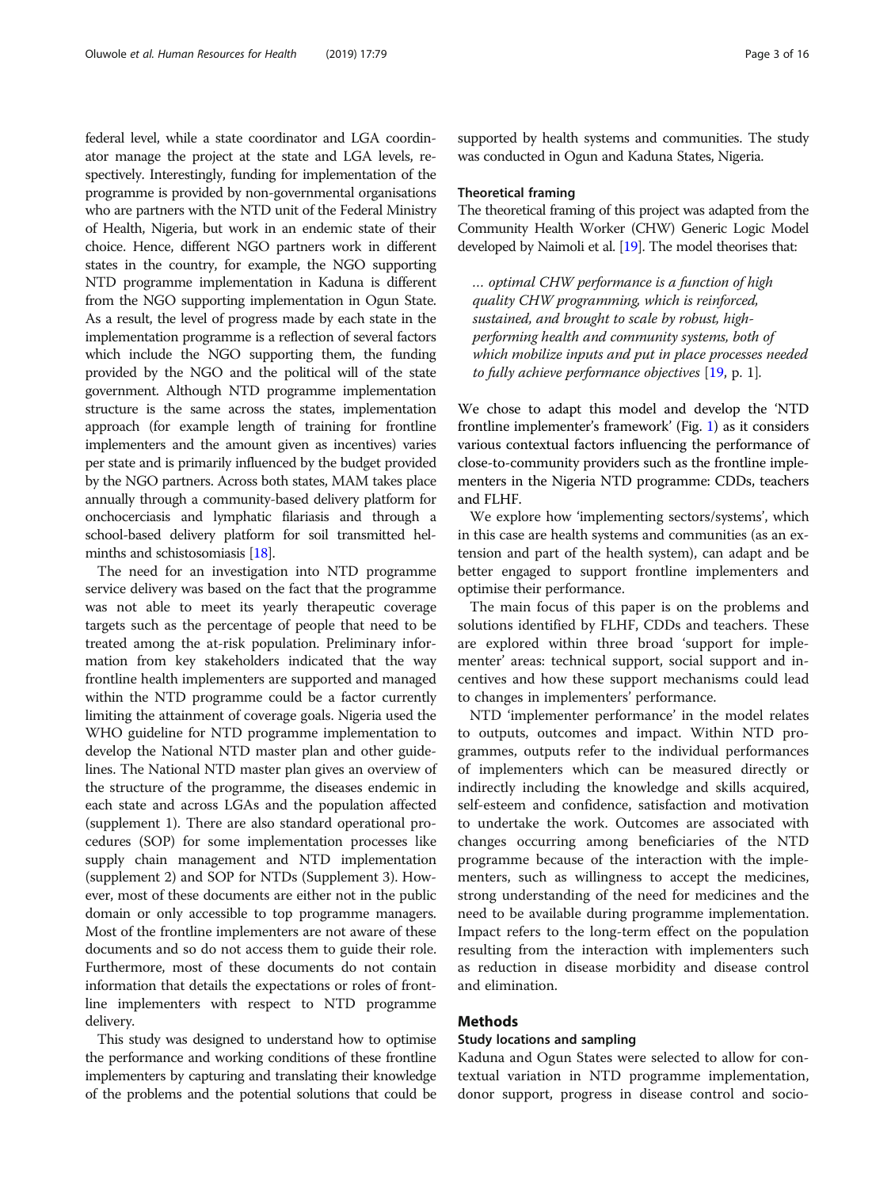federal level, while a state coordinator and LGA coordinator manage the project at the state and LGA levels, respectively. Interestingly, funding for implementation of the programme is provided by non-governmental organisations who are partners with the NTD unit of the Federal Ministry of Health, Nigeria, but work in an endemic state of their choice. Hence, different NGO partners work in different states in the country, for example, the NGO supporting NTD programme implementation in Kaduna is different from the NGO supporting implementation in Ogun State. As a result, the level of progress made by each state in the implementation programme is a reflection of several factors which include the NGO supporting them, the funding provided by the NGO and the political will of the state government. Although NTD programme implementation structure is the same across the states, implementation approach (for example length of training for frontline implementers and the amount given as incentives) varies per state and is primarily influenced by the budget provided by the NGO partners. Across both states, MAM takes place annually through a community-based delivery platform for onchocerciasis and lymphatic filariasis and through a school-based delivery platform for soil transmitted helminths and schistosomiasis [18].

The need for an investigation into NTD programme service delivery was based on the fact that the programme was not able to meet its yearly therapeutic coverage targets such as the percentage of people that need to be treated among the at-risk population. Preliminary information from key stakeholders indicated that the way frontline health implementers are supported and managed within the NTD programme could be a factor currently limiting the attainment of coverage goals. Nigeria used the WHO guideline for NTD programme implementation to develop the National NTD master plan and other guidelines. The National NTD master plan gives an overview of the structure of the programme, the diseases endemic in each state and across LGAs and the population affected (supplement 1). There are also standard operational procedures (SOP) for some implementation processes like supply chain management and NTD implementation (supplement 2) and SOP for NTDs (Supplement 3). However, most of these documents are either not in the public domain or only accessible to top programme managers. Most of the frontline implementers are not aware of these documents and so do not access them to guide their role. Furthermore, most of these documents do not contain information that details the expectations or roles of frontline implementers with respect to NTD programme delivery.

This study was designed to understand how to optimise the performance and working conditions of these frontline implementers by capturing and translating their knowledge of the problems and the potential solutions that could be supported by health systems and communities. The study was conducted in Ogun and Kaduna States, Nigeria.

### Theoretical framing

The theoretical framing of this project was adapted from the Community Health Worker (CHW) Generic Logic Model developed by Naimoli et al. [19]. The model theorises that:

> *... optimal CHW performance is a function of high quality CHW programming, which is reinforced, sustained, and brought to scale by robust, high-performing health and community systems, both of which mobilize inputs and put in place processes needed to fully achieve performance objectives* [19, p. 1].

We chose to adapt this model and develop the 'NTD frontline implementer's framework' (Fig. 1) as it considers various contextual factors influencing the performance of close-to-community providers such as the frontline implementers in the Nigeria NTD programme: CDDs, teachers and FLHF.

We explore how 'implementing sectors/systems', which in this case are health systems and communities (as an extension and part of the health system), can adapt and be better engaged to support frontline implementers and optimise their performance.

The main focus of this paper is on the problems and solutions identified by FLHF, CDDs and teachers. These are explored within three broad 'support for implementer' areas: technical support, social support and incentives and how these support mechanisms could lead to changes in implementers' performance.

NTD 'implementer performance' in the model relates to outputs, outcomes and impact. Within NTD programmes, outputs refer to the individual performances of implementers which can be measured directly or indirectly including the knowledge and skills acquired, self-esteem and confidence, satisfaction and motivation to undertake the work. Outcomes are associated with changes occurring among beneficiaries of the NTD programme because of the interaction with the implementers, such as willingness to accept the medicines, strong understanding of the need for medicines and the need to be available during programme implementation. Impact refers to the long-term effect on the population resulting from the interaction with implementers such as reduction in disease morbidity and disease control and elimination.

## Methods

### Study locations and sampling

Kaduna and Ogun States were selected to allow for contextual variation in NTD programme implementation, donor support, progress in disease control and socio-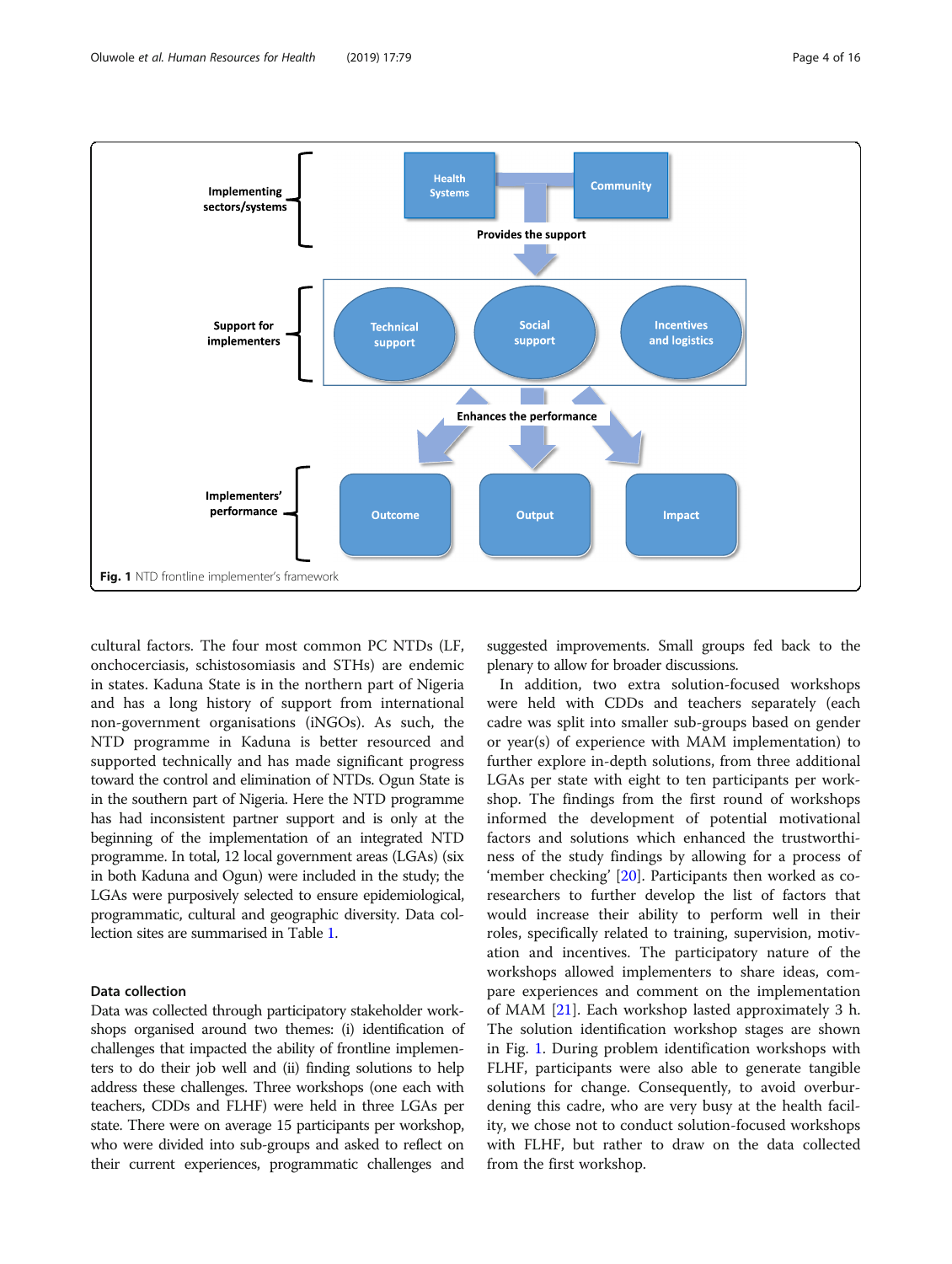Fig. 1 NTD frontline implementer's framework

cultural factors. The four most common PC NTDs (LF, onchocerciasis, schistosomiasis and STHs) are endemic in states. Kaduna State is in the northern part of Nigeria and has a long history of support from international non-government organisations (iNGOs). As such, the NTD programme in Kaduna is better resourced and supported technically and has made significant progress toward the control and elimination of NTDs. Ogun State is in the southern part of Nigeria. Here the NTD programme has had inconsistent partner support and is only at the beginning of the implementation of an integrated NTD programme. In total, 12 local government areas (LGAs) (six in both Kaduna and Ogun) were included in the study; the LGAs were purposively selected to ensure epidemiological, programmatic, cultural and geographic diversity. Data collection sites are summarised in Table 1.

### Data collection

Data was collected through participatory stakeholder workshops organised around two themes: (i) identification of challenges that impacted the ability of frontline implementers to do their job well and (ii) finding solutions to help address these challenges. Three workshops (one each with teachers, CDDs and FLHF) were held in three LGAs per state. There were on average 15 participants per workshop, who were divided into sub-groups and asked to reflect on their current experiences, programmatic challenges and suggested improvements. Small groups fed back to the plenary to allow for broader discussions.

In addition, two extra solution-focused workshops were held with CDDs and teachers separately (each cadre was split into smaller sub-groups based on gender or year(s) of experience with MAM implementation) to further explore in-depth solutions, from three additional LGAs per state with eight to ten participants per workshop. The findings from the first round of workshops informed the development of potential motivational factors and solutions which enhanced the trustworthiness of the study findings by allowing for a process of 'member checking' [20]. Participants then worked as co-researchers to further develop the list of factors that would increase their ability to perform well in their roles, specifically related to training, supervision, motivation and incentives. The participatory nature of the workshops allowed implementers to share ideas, compare experiences and comment on the implementation of MAM [21]. Each workshop lasted approximately 3 h. The solution identification workshop stages are shown in Fig. 1. During problem identification workshops with FLHF, participants were also able to generate tangible solutions for change. Consequently, to avoid overburdening this cadre, who are very busy at the health facility, we chose not to conduct solution-focused workshops with FLHF, but rather to draw on the data collected from the first workshop.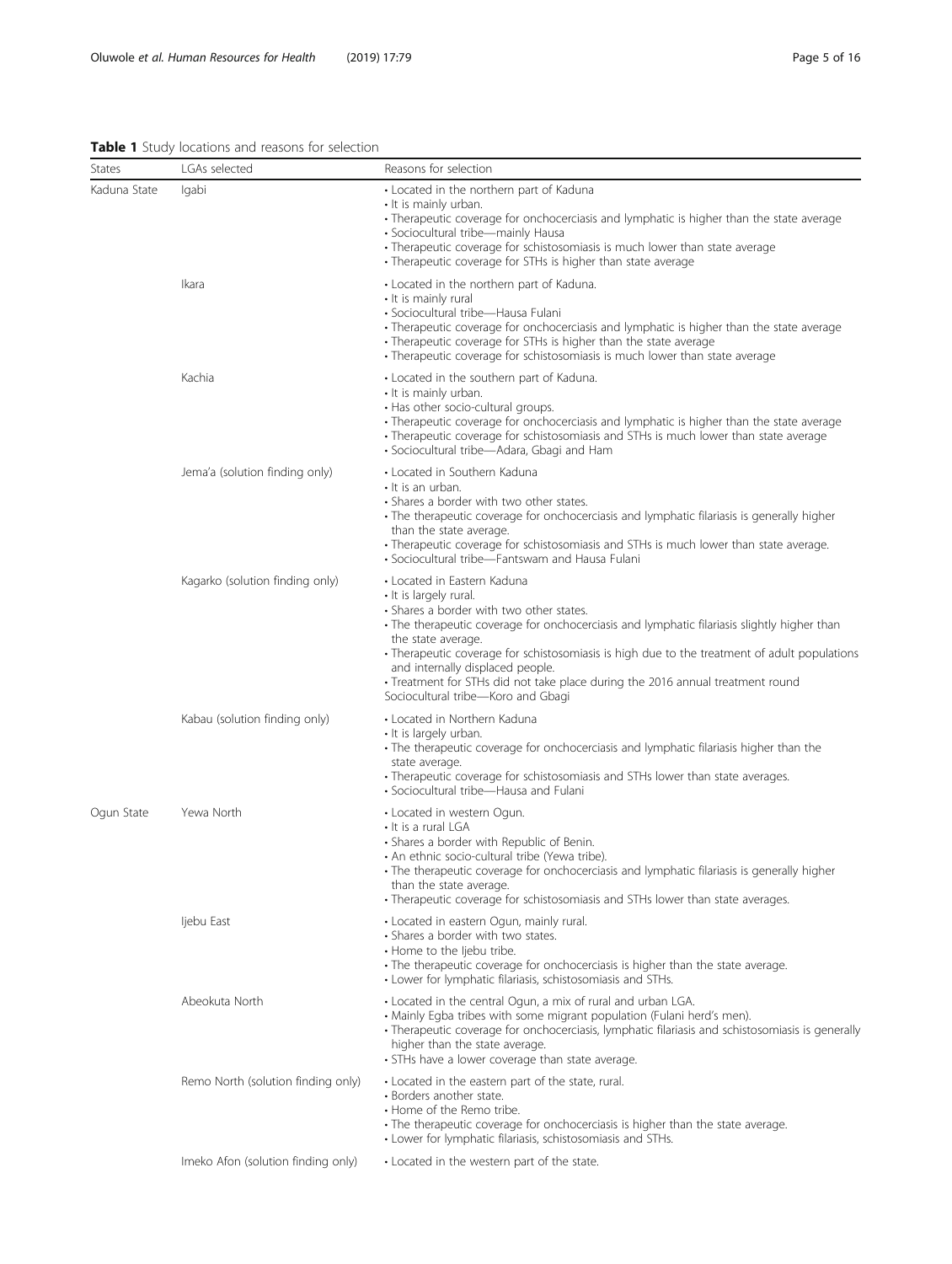**Table 1** Study locations and reasons for selection

| States | LGAs selected | Reasons for selection |
| --- | --- | --- |
| Kaduna State | Igabi | • Located in the northern part of Kaduna<br>• It is mainly urban.<br>• Therapeutic coverage for onchocerciasis and lymphatic is higher than the state average<br>• Sociocultural tribe—mainly Hausa<br>• Therapeutic coverage for schistosomiasis is much lower than state average<br>• Therapeutic coverage for STHs is higher than state average |
| | Ikara | • Located in the northern part of Kaduna.<br>• It is mainly rural<br>• Sociocultural tribe—Hausa Fulani<br>• Therapeutic coverage for onchocerciasis and lymphatic is higher than the state average<br>• Therapeutic coverage for STHs is higher than the state average<br>• Therapeutic coverage for schistosomiasis is much lower than state average |
| | Kachia | • Located in the southern part of Kaduna.<br>• It is mainly urban.<br>• Has other socio-cultural groups.<br>• Therapeutic coverage for onchocerciasis and lymphatic is higher than the state average<br>• Therapeutic coverage for schistosomiasis and STHs is much lower than state average<br>• Sociocultural tribe—Adara, Gbagi and Ham |
| | Jema'a (solution finding only) | • Located in Southern Kaduna<br>• It is an urban.<br>• Shares a border with two other states.<br>• The therapeutic coverage for onchocerciasis and lymphatic filariasis is generally higher than the state average.<br>• Therapeutic coverage for schistosomiasis and STHs is much lower than state average.<br>• Sociocultural tribe—Fantswam and Hausa Fulani |
| | Kagarko (solution finding only) | • Located in Eastern Kaduna<br>• It is largely rural.<br>• Shares a border with two other states.<br>• The therapeutic coverage for onchocerciasis and lymphatic filariasis slightly higher than the state average.<br>• Therapeutic coverage for schistosomiasis is high due to the treatment of adult populations and internally displaced people.<br>• Treatment for STHs did not take place during the 2016 annual treatment round<br>Sociocultural tribe—Koro and Gbagi |
| | Kabau (solution finding only) | • Located in Northern Kaduna<br>• It is largely urban.<br>• The therapeutic coverage for onchocerciasis and lymphatic filariasis higher than the state average.<br>• Therapeutic coverage for schistosomiasis and STHs lower than state averages.<br>• Sociocultural tribe—Hausa and Fulani |
| Ogun State | Yewa North | • Located in western Ogun.<br>• It is a rural LGA<br>• Shares a border with Republic of Benin.<br>• An ethnic socio-cultural tribe (Yewa tribe).<br>• The therapeutic coverage for onchocerciasis and lymphatic filariasis is generally higher than the state average.<br>• Therapeutic coverage for schistosomiasis and STHs lower than state averages. |
| | Ijebu East | • Located in eastern Ogun, mainly rural.<br>• Shares a border with two states.<br>• Home to the Ijebu tribe.<br>• The therapeutic coverage for onchocerciasis is higher than the state average.<br>• Lower for lymphatic filariasis, schistosomiasis and STHs. |
| | Abeokuta North | • Located in the central Ogun, a mix of rural and urban LGA.<br>• Mainly Egba tribes with some migrant population (Fulani herd's men).<br>• Therapeutic coverage for onchocerciasis, lymphatic filariasis and schistosomiasis is generally higher than the state average.<br>• STHs have a lower coverage than state average. |
| | Remo North (solution finding only) | • Located in the eastern part of the state, rural.<br>• Borders another state.<br>• Home of the Remo tribe.<br>• The therapeutic coverage for onchocerciasis is higher than the state average.<br>• Lower for lymphatic filariasis, schistosomiasis and STHs. |
| | Imeko Afon (solution finding only) | • Located in the western part of the state. |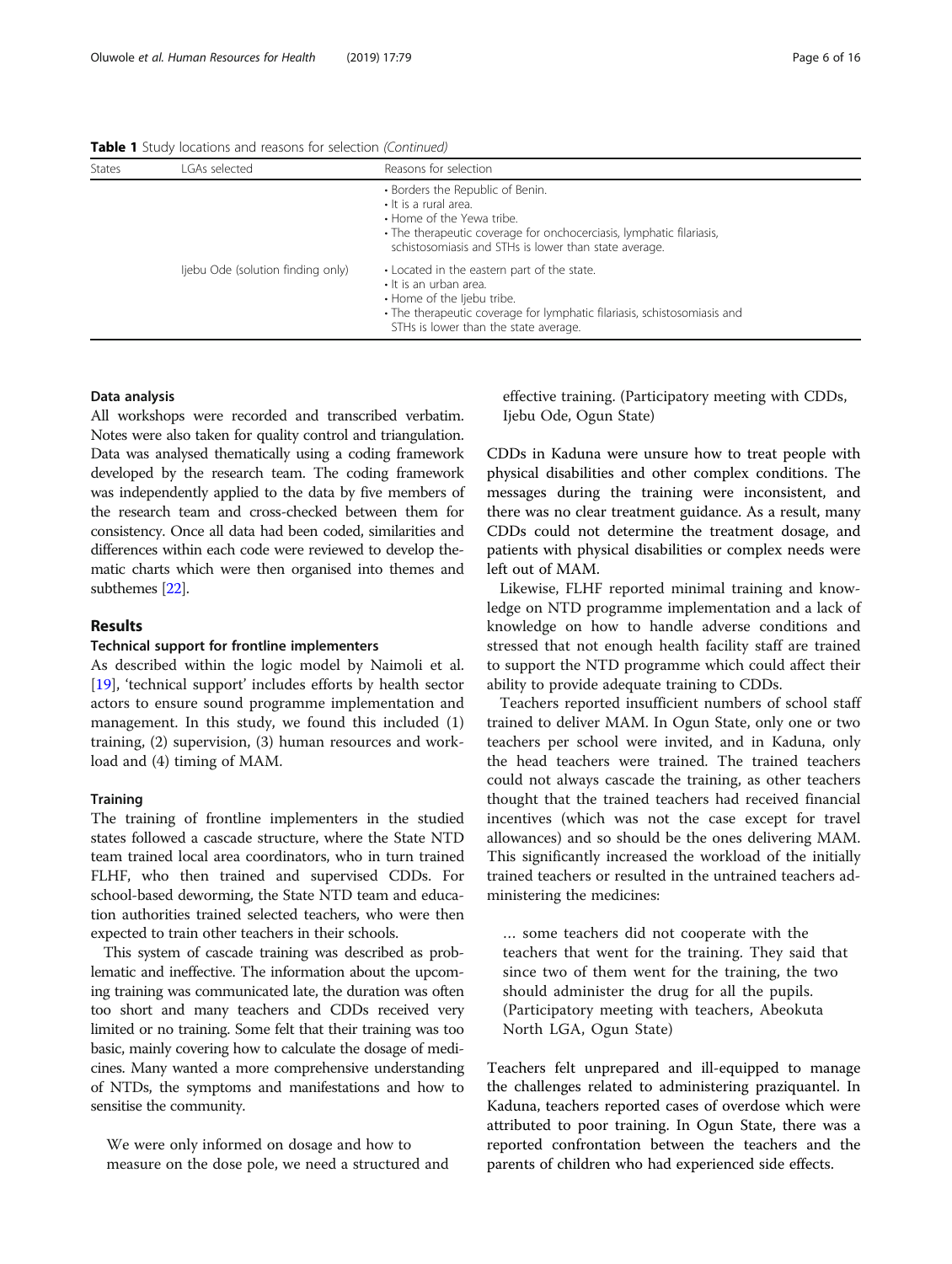**Table 1** Study locations and reasons for selection *(Continued)*

| States | LGAs selected | Reasons for selection |
| --- | --- | --- |
| | | • Borders the Republic of Benin.<br>• It is a rural area.<br>• Home of the Yewa tribe.<br>• The therapeutic coverage for onchocerciasis, lymphatic filariasis, schistosomiasis and STHs is lower than state average. |
| | Ijebu Ode (solution finding only) | • Located in the eastern part of the state.<br>• It is an urban area.<br>• Home of the Ijebu tribe.<br>• The therapeutic coverage for lymphatic filariasis, schistosomiasis and STHs is lower than the state average. |

### Data analysis

All workshops were recorded and transcribed verbatim. Notes were also taken for quality control and triangulation. Data was analysed thematically using a coding framework developed by the research team. The coding framework was independently applied to the data by five members of the research team and cross-checked between them for consistency. Once all data had been coded, similarities and differences within each code were reviewed to develop thematic charts which were then organised into themes and subthemes [22].

## Results

### Technical support for frontline implementers

As described within the logic model by Naimoli et al. [19], 'technical support' includes efforts by health sector actors to ensure sound programme implementation and management. In this study, we found this included (1) training, (2) supervision, (3) human resources and workload and (4) timing of MAM.

### Training

The training of frontline implementers in the studied states followed a cascade structure, where the State NTD team trained local area coordinators, who in turn trained FLHF, who then trained and supervised CDDs. For school-based deworming, the State NTD team and education authorities trained selected teachers, who were then expected to train other teachers in their schools.

This system of cascade training was described as problematic and ineffective. The information about the upcoming training was communicated late, the duration was often too short and many teachers and CDDs received very limited or no training. Some felt that their training was too basic, mainly covering how to calculate the dosage of medicines. Many wanted a more comprehensive understanding of NTDs, the symptoms and manifestations and how to sensitise the community.

> We were only informed on dosage and how to measure on the dose pole, we need a structured and effective training. (Participatory meeting with CDDs, Ijebu Ode, Ogun State)

CDDs in Kaduna were unsure how to treat people with physical disabilities and other complex conditions. The messages during the training were inconsistent, and there was no clear treatment guidance. As a result, many CDDs could not determine the treatment dosage, and patients with physical disabilities or complex needs were left out of MAM.

Likewise, FLHF reported minimal training and knowledge on NTD programme implementation and a lack of knowledge on how to handle adverse conditions and stressed that not enough health facility staff are trained to support the NTD programme which could affect their ability to provide adequate training to CDDs.

Teachers reported insufficient numbers of school staff trained to deliver MAM. In Ogun State, only one or two teachers per school were invited, and in Kaduna, only the head teachers were trained. The trained teachers could not always cascade the training, as other teachers thought that the trained teachers had received financial incentives (which was not the case except for travel allowances) and so should be the ones delivering MAM. This significantly increased the workload of the initially trained teachers or resulted in the untrained teachers administering the medicines:

> … some teachers did not cooperate with the teachers that went for the training. They said that since two of them went for the training, the two should administer the drug for all the pupils. (Participatory meeting with teachers, Abeokuta North LGA, Ogun State)

Teachers felt unprepared and ill-equipped to manage the challenges related to administering praziquantel. In Kaduna, teachers reported cases of overdose which were attributed to poor training. In Ogun State, there was a reported confrontation between the teachers and the parents of children who had experienced side effects.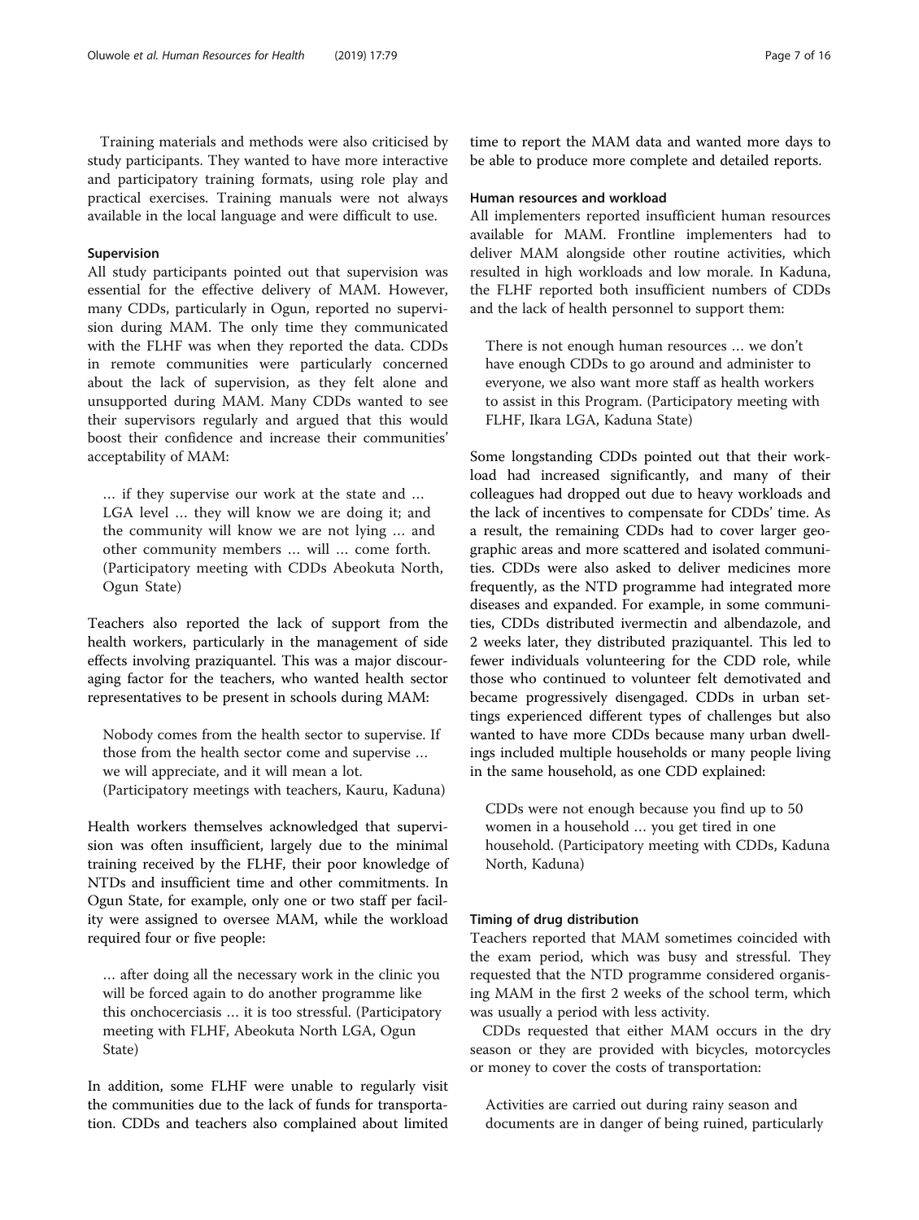Training materials and methods were also criticised by study participants. They wanted to have more interactive and participatory training formats, using role play and practical exercises. Training manuals were not always available in the local language and were difficult to use.

#### Supervision

All study participants pointed out that supervision was essential for the effective delivery of MAM. However, many CDDs, particularly in Ogun, reported no supervision during MAM. The only time they communicated with the FLHF was when they reported the data. CDDs in remote communities were particularly concerned about the lack of supervision, as they felt alone and unsupported during MAM. Many CDDs wanted to see their supervisors regularly and argued that this would boost their confidence and increase their communities' acceptability of MAM:

> … if they supervise our work at the state and … LGA level … they will know we are doing it; and the community will know we are not lying … and other community members … will … come forth. (Participatory meeting with CDDs Abeokuta North, Ogun State)

Teachers also reported the lack of support from the health workers, particularly in the management of side effects involving praziquantel. This was a major discouraging factor for the teachers, who wanted health sector representatives to be present in schools during MAM:

> Nobody comes from the health sector to supervise. If those from the health sector come and supervise … we will appreciate, and it will mean a lot. (Participatory meetings with teachers, Kauru, Kaduna)

Health workers themselves acknowledged that supervision was often insufficient, largely due to the minimal training received by the FLHF, their poor knowledge of NTDs and insufficient time and other commitments. In Ogun State, for example, only one or two staff per facility were assigned to oversee MAM, while the workload required four or five people:

> … after doing all the necessary work in the clinic you will be forced again to do another programme like this onchocerciasis … it is too stressful. (Participatory meeting with FLHF, Abeokuta North LGA, Ogun State)

In addition, some FLHF were unable to regularly visit the communities due to the lack of funds for transportation. CDDs and teachers also complained about limited time to report the MAM data and wanted more days to be able to produce more complete and detailed reports.

#### Human resources and workload

All implementers reported insufficient human resources available for MAM. Frontline implementers had to deliver MAM alongside other routine activities, which resulted in high workloads and low morale. In Kaduna, the FLHF reported both insufficient numbers of CDDs and the lack of health personnel to support them:

> There is not enough human resources … we don't have enough CDDs to go around and administer to everyone, we also want more staff as health workers to assist in this Program. (Participatory meeting with FLHF, Ikara LGA, Kaduna State)

Some longstanding CDDs pointed out that their workload had increased significantly, and many of their colleagues had dropped out due to heavy workloads and the lack of incentives to compensate for CDDs' time. As a result, the remaining CDDs had to cover larger geographic areas and more scattered and isolated communities. CDDs were also asked to deliver medicines more frequently, as the NTD programme had integrated more diseases and expanded. For example, in some communities, CDDs distributed ivermectin and albendazole, and 2 weeks later, they distributed praziquantel. This led to fewer individuals volunteering for the CDD role, while those who continued to volunteer felt demotivated and became progressively disengaged. CDDs in urban settings experienced different types of challenges but also wanted to have more CDDs because many urban dwellings included multiple households or many people living in the same household, as one CDD explained:

> CDDs were not enough because you find up to 50 women in a household … you get tired in one household. (Participatory meeting with CDDs, Kaduna North, Kaduna)

#### Timing of drug distribution

Teachers reported that MAM sometimes coincided with the exam period, which was busy and stressful. They requested that the NTD programme considered organising MAM in the first 2 weeks of the school term, which was usually a period with less activity.

CDDs requested that either MAM occurs in the dry season or they are provided with bicycles, motorcycles or money to cover the costs of transportation:

> Activities are carried out during rainy season and documents are in danger of being ruined, particularly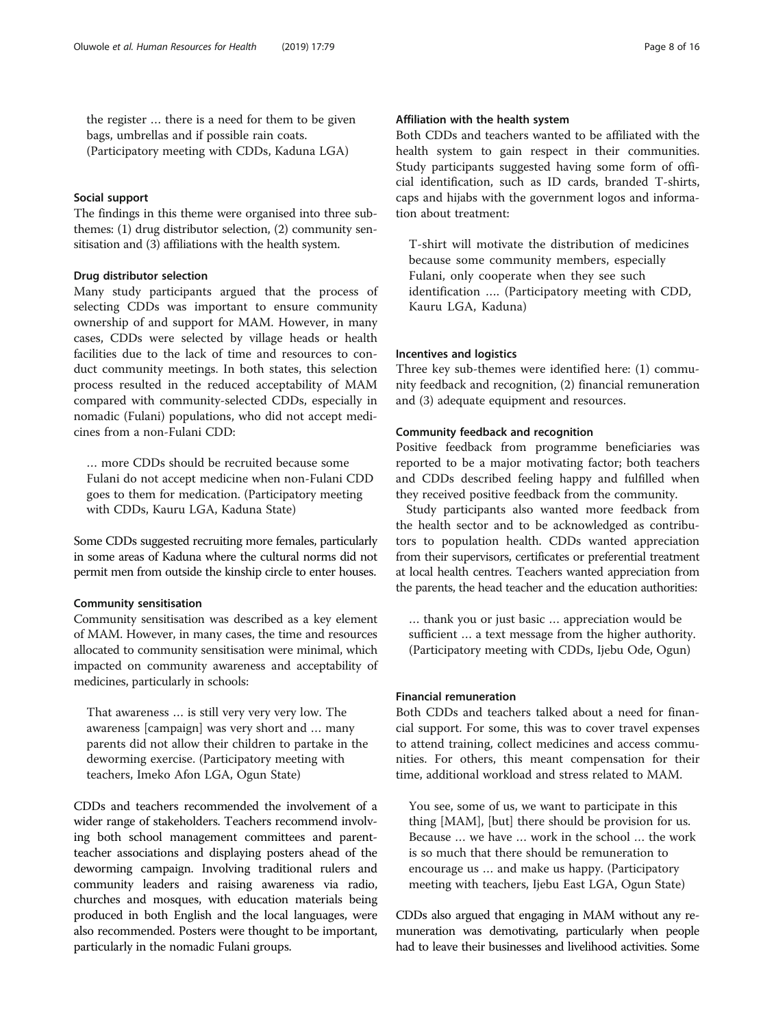the register … there is a need for them to be given bags, umbrellas and if possible rain coats. (Participatory meeting with CDDs, Kaduna LGA)

### Social support

The findings in this theme were organised into three sub-themes: (1) drug distributor selection, (2) community sensitisation and (3) affiliations with the health system.

#### Drug distributor selection

Many study participants argued that the process of selecting CDDs was important to ensure community ownership of and support for MAM. However, in many cases, CDDs were selected by village heads or health facilities due to the lack of time and resources to conduct community meetings. In both states, this selection process resulted in the reduced acceptability of MAM compared with community-selected CDDs, especially in nomadic (Fulani) populations, who did not accept medicines from a non-Fulani CDD:

> … more CDDs should be recruited because some Fulani do not accept medicine when non-Fulani CDD goes to them for medication. (Participatory meeting with CDDs, Kauru LGA, Kaduna State)

Some CDDs suggested recruiting more females, particularly in some areas of Kaduna where the cultural norms did not permit men from outside the kinship circle to enter houses.

#### Community sensitisation

Community sensitisation was described as a key element of MAM. However, in many cases, the time and resources allocated to community sensitisation were minimal, which impacted on community awareness and acceptability of medicines, particularly in schools:

> That awareness … is still very very very low. The awareness [campaign] was very short and … many parents did not allow their children to partake in the deworming exercise. (Participatory meeting with teachers, Imeko Afon LGA, Ogun State)

CDDs and teachers recommended the involvement of a wider range of stakeholders. Teachers recommend involving both school management committees and parent-teacher associations and displaying posters ahead of the deworming campaign. Involving traditional rulers and community leaders and raising awareness via radio, churches and mosques, with education materials being produced in both English and the local languages, were also recommended. Posters were thought to be important, particularly in the nomadic Fulani groups.

#### Affiliation with the health system

Both CDDs and teachers wanted to be affiliated with the health system to gain respect in their communities. Study participants suggested having some form of official identification, such as ID cards, branded T-shirts, caps and hijabs with the government logos and information about treatment:

> T-shirt will motivate the distribution of medicines because some community members, especially Fulani, only cooperate when they see such identification …. (Participatory meeting with CDD, Kauru LGA, Kaduna)

### Incentives and logistics

Three key sub-themes were identified here: (1) community feedback and recognition, (2) financial remuneration and (3) adequate equipment and resources.

#### Community feedback and recognition

Positive feedback from programme beneficiaries was reported to be a major motivating factor; both teachers and CDDs described feeling happy and fulfilled when they received positive feedback from the community.

Study participants also wanted more feedback from the health sector and to be acknowledged as contributors to population health. CDDs wanted appreciation from their supervisors, certificates or preferential treatment at local health centres. Teachers wanted appreciation from the parents, the head teacher and the education authorities:

> … thank you or just basic … appreciation would be sufficient … a text message from the higher authority. (Participatory meeting with CDDs, Ijebu Ode, Ogun)

#### Financial remuneration

Both CDDs and teachers talked about a need for financial support. For some, this was to cover travel expenses to attend training, collect medicines and access communities. For others, this meant compensation for their time, additional workload and stress related to MAM.

> You see, some of us, we want to participate in this thing [MAM], [but] there should be provision for us. Because … we have … work in the school … the work is so much that there should be remuneration to encourage us … and make us happy. (Participatory meeting with teachers, Ijebu East LGA, Ogun State)

CDDs also argued that engaging in MAM without any remuneration was demotivating, particularly when people had to leave their businesses and livelihood activities. Some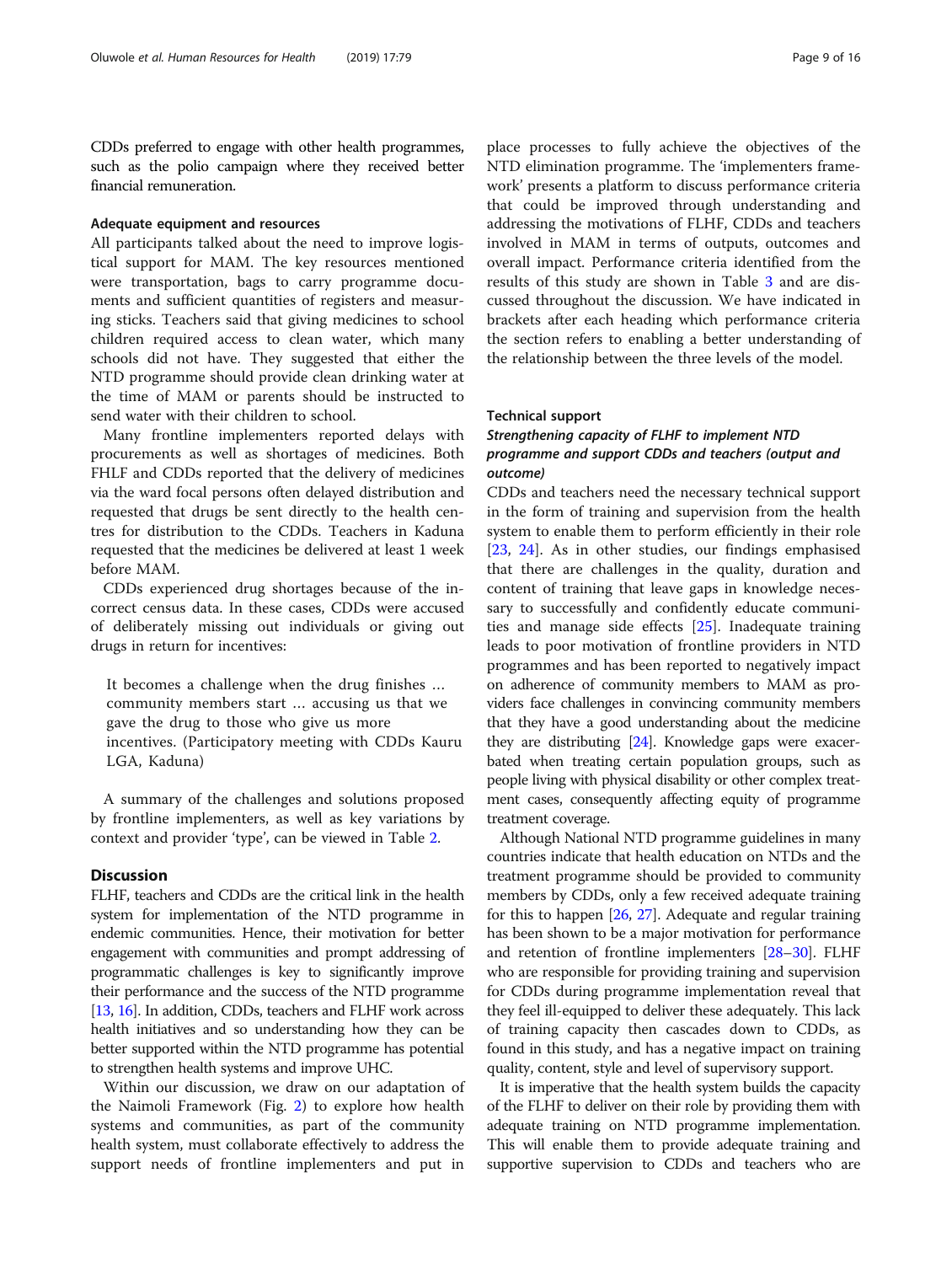CDDs preferred to engage with other health programmes, such as the polio campaign where they received better financial remuneration.

#### Adequate equipment and resources

All participants talked about the need to improve logistical support for MAM. The key resources mentioned were transportation, bags to carry programme documents and sufficient quantities of registers and measuring sticks. Teachers said that giving medicines to school children required access to clean water, which many schools did not have. They suggested that either the NTD programme should provide clean drinking water at the time of MAM or parents should be instructed to send water with their children to school.

Many frontline implementers reported delays with procurements as well as shortages of medicines. Both FHLF and CDDs reported that the delivery of medicines via the ward focal persons often delayed distribution and requested that drugs be sent directly to the health centres for distribution to the CDDs. Teachers in Kaduna requested that the medicines be delivered at least 1 week before MAM.

CDDs experienced drug shortages because of the incorrect census data. In these cases, CDDs were accused of deliberately missing out individuals or giving out drugs in return for incentives:

> It becomes a challenge when the drug finishes … community members start … accusing us that we gave the drug to those who give us more incentives. (Participatory meeting with CDDs Kauru LGA, Kaduna)

A summary of the challenges and solutions proposed by frontline implementers, as well as key variations by context and provider 'type', can be viewed in Table 2.

## Discussion

FLHF, teachers and CDDs are the critical link in the health system for implementation of the NTD programme in endemic communities. Hence, their motivation for better engagement with communities and prompt addressing of programmatic challenges is key to significantly improve their performance and the success of the NTD programme [13, 16]. In addition, CDDs, teachers and FLHF work across health initiatives and so understanding how they can be better supported within the NTD programme has potential to strengthen health systems and improve UHC.

Within our discussion, we draw on our adaptation of the Naimoli Framework (Fig. 2) to explore how health systems and communities, as part of the community health system, must collaborate effectively to address the support needs of frontline implementers and put in place processes to fully achieve the objectives of the NTD elimination programme. The 'implementers framework' presents a platform to discuss performance criteria that could be improved through understanding and addressing the motivations of FLHF, CDDs and teachers involved in MAM in terms of outputs, outcomes and overall impact. Performance criteria identified from the results of this study are shown in Table 3 and are discussed throughout the discussion. We have indicated in brackets after each heading which performance criteria the section refers to enabling a better understanding of the relationship between the three levels of the model.

### Technical support

#### *Strengthening capacity of FLHF to implement NTD programme and support CDDs and teachers (output and outcome)*

CDDs and teachers need the necessary technical support in the form of training and supervision from the health system to enable them to perform efficiently in their role [23, 24]. As in other studies, our findings emphasised that there are challenges in the quality, duration and content of training that leave gaps in knowledge necessary to successfully and confidently educate communities and manage side effects [25]. Inadequate training leads to poor motivation of frontline providers in NTD programmes and has been reported to negatively impact on adherence of community members to MAM as providers face challenges in convincing community members that they have a good understanding about the medicine they are distributing [24]. Knowledge gaps were exacerbated when treating certain population groups, such as people living with physical disability or other complex treatment cases, consequently affecting equity of programme treatment coverage.

Although National NTD programme guidelines in many countries indicate that health education on NTDs and the treatment programme should be provided to community members by CDDs, only a few received adequate training for this to happen [26, 27]. Adequate and regular training has been shown to be a major motivation for performance and retention of frontline implementers [28–30]. FLHF who are responsible for providing training and supervision for CDDs during programme implementation reveal that they feel ill-equipped to deliver these adequately. This lack of training capacity then cascades down to CDDs, as found in this study, and has a negative impact on training quality, content, style and level of supervisory support.

It is imperative that the health system builds the capacity of the FLHF to deliver on their role by providing them with adequate training on NTD programme implementation. This will enable them to provide adequate training and supportive supervision to CDDs and teachers who are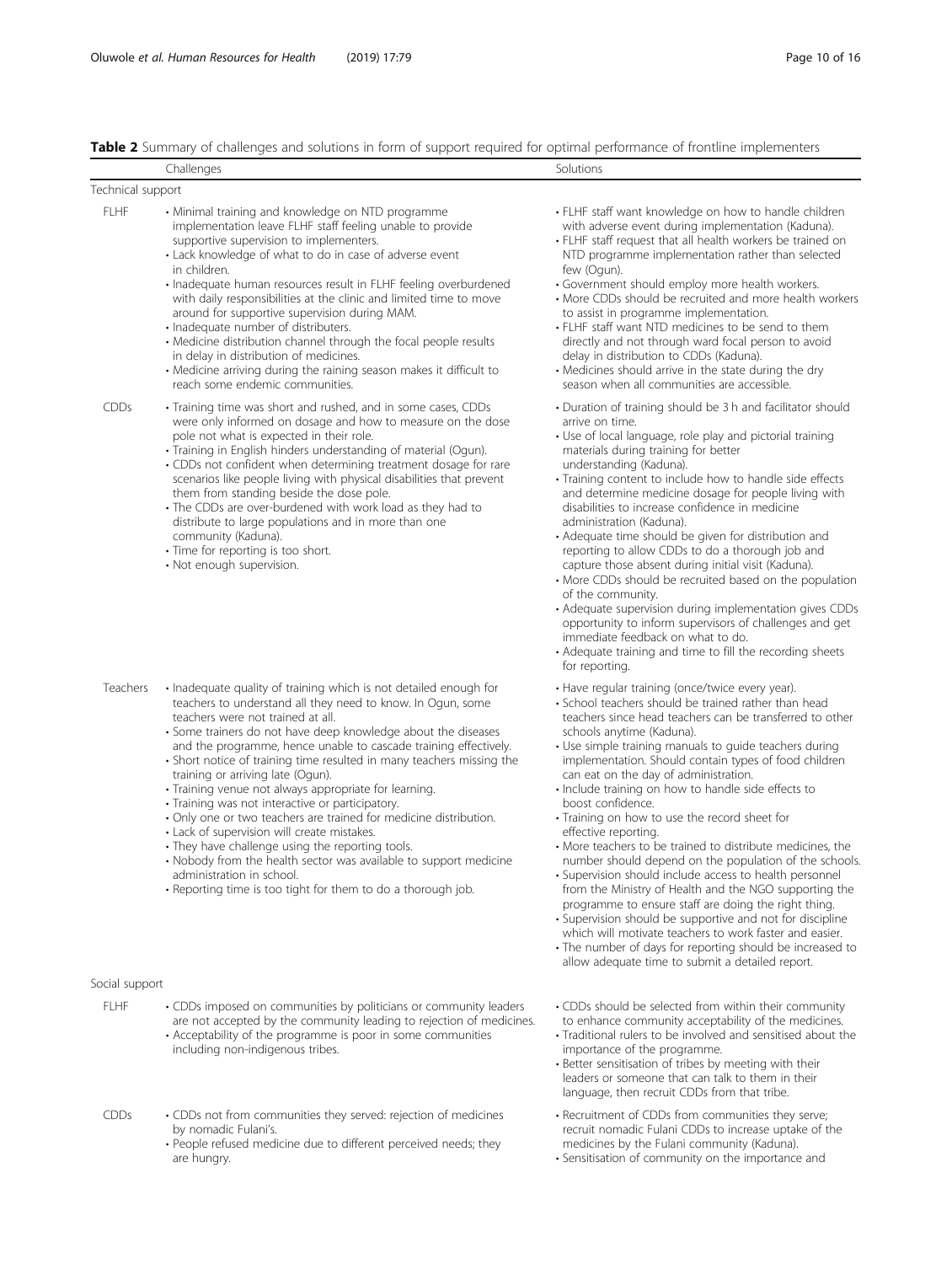**Table 2** Summary of challenges and solutions in form of support required for optimal performance of frontline implementers

| | Challenges | Solutions |
|---|---|---|
| Technical support | | |
| FLHF | • Minimal training and knowledge on NTD programme implementation leave FLHF staff feeling unable to provide supportive supervision to implementers.<br>• Lack knowledge of what to do in case of adverse event in children.<br>• Inadequate human resources result in FLHF feeling overburdened with daily responsibilities at the clinic and limited time to move around for supportive supervision during MAM.<br>• Inadequate number of distributers.<br>• Medicine distribution channel through the focal people results in delay in distribution of medicines.<br>• Medicine arriving during the raining season makes it difficult to reach some endemic communities. | • FLHF staff want knowledge on how to handle children with adverse event during implementation (Kaduna).<br>• FLHF staff request that all health workers be trained on NTD programme implementation rather than selected few (Ogun).<br>• Government should employ more health workers.<br>• More CDDs should be recruited and more health workers to assist in programme implementation.<br>• FLHF staff want NTD medicines to be send to them directly and not through ward focal person to avoid delay in distribution to CDDs (Kaduna).<br>• Medicines should arrive in the state during the dry season when all communities are accessible. |
| CDDs | • Training time was short and rushed, and in some cases, CDDs were only informed on dosage and how to measure on the dose pole not what is expected in their role.<br>• Training in English hinders understanding of material (Ogun).<br>• CDDs not confident when determining treatment dosage for rare scenarios like people living with physical disabilities that prevent them from standing beside the dose pole.<br>• The CDDs are over-burdened with work load as they had to distribute to large populations and in more than one community (Kaduna).<br>• Time for reporting is too short.<br>• Not enough supervision. | • Duration of training should be 3 h and facilitator should arrive on time.<br>• Use of local language, role play and pictorial training materials during training for better understanding (Kaduna).<br>• Training content to include how to handle side effects and determine medicine dosage for people living with disabilities to increase confidence in medicine administration (Kaduna).<br>• Adequate time should be given for distribution and reporting to allow CDDs to do a thorough job and capture those absent during initial visit (Kaduna).<br>• More CDDs should be recruited based on the population of the community.<br>• Adequate supervision during implementation gives CDDs opportunity to inform supervisors of challenges and get immediate feedback on what to do.<br>• Adequate training and time to fill the recording sheets for reporting. |
| Teachers | • Inadequate quality of training which is not detailed enough for teachers to understand all they need to know. In Ogun, some teachers were not trained at all.<br>• Some trainers do not have deep knowledge about the diseases and the programme, hence unable to cascade training effectively.<br>• Short notice of training time resulted in many teachers missing the training or arriving late (Ogun).<br>• Training venue not always appropriate for learning.<br>• Training was not interactive or participatory.<br>• Only one or two teachers are trained for medicine distribution.<br>• Lack of supervision will create mistakes.<br>• They have challenge using the reporting tools.<br>• Nobody from the health sector was available to support medicine administration in school.<br>• Reporting time is too tight for them to do a thorough job. | • Have regular training (once/twice every year).<br>• School teachers should be trained rather than head teachers since head teachers can be transferred to other schools anytime (Kaduna).<br>• Use simple training manuals to guide teachers during implementation. Should contain types of food children can eat on the day of administration.<br>• Include training on how to handle side effects to boost confidence.<br>• Training on how to use the record sheet for effective reporting.<br>• More teachers to be trained to distribute medicines, the number should depend on the population of the schools.<br>• Supervision should include access to health personnel from the Ministry of Health and the NGO supporting the programme to ensure staff are doing the right thing.<br>• Supervision should be supportive and not for discipline which will motivate teachers to work faster and easier.<br>• The number of days for reporting should be increased to allow adequate time to submit a detailed report. |
| Social support | | |
| FLHF | • CDDs imposed on communities by politicians or community leaders are not accepted by the community leading to rejection of medicines.<br>• Acceptability of the programme is poor in some communities including non-indigenous tribes. | • CDDs should be selected from within their community to enhance community acceptability of the medicines.<br>• Traditional rulers to be involved and sensitised about the importance of the programme.<br>• Better sensitisation of tribes by meeting with their leaders or someone that can talk to them in their language, then recruit CDDs from that tribe. |
| CDDs | • CDDs not from communities they served: rejection of medicines by nomadic Fulani's.<br>• People refused medicine due to different perceived needs; they are hungry. | • Recruitment of CDDs from communities they serve; recruit nomadic Fulani CDDs to increase uptake of the medicines by the Fulani community (Kaduna).<br>• Sensitisation of community on the importance and |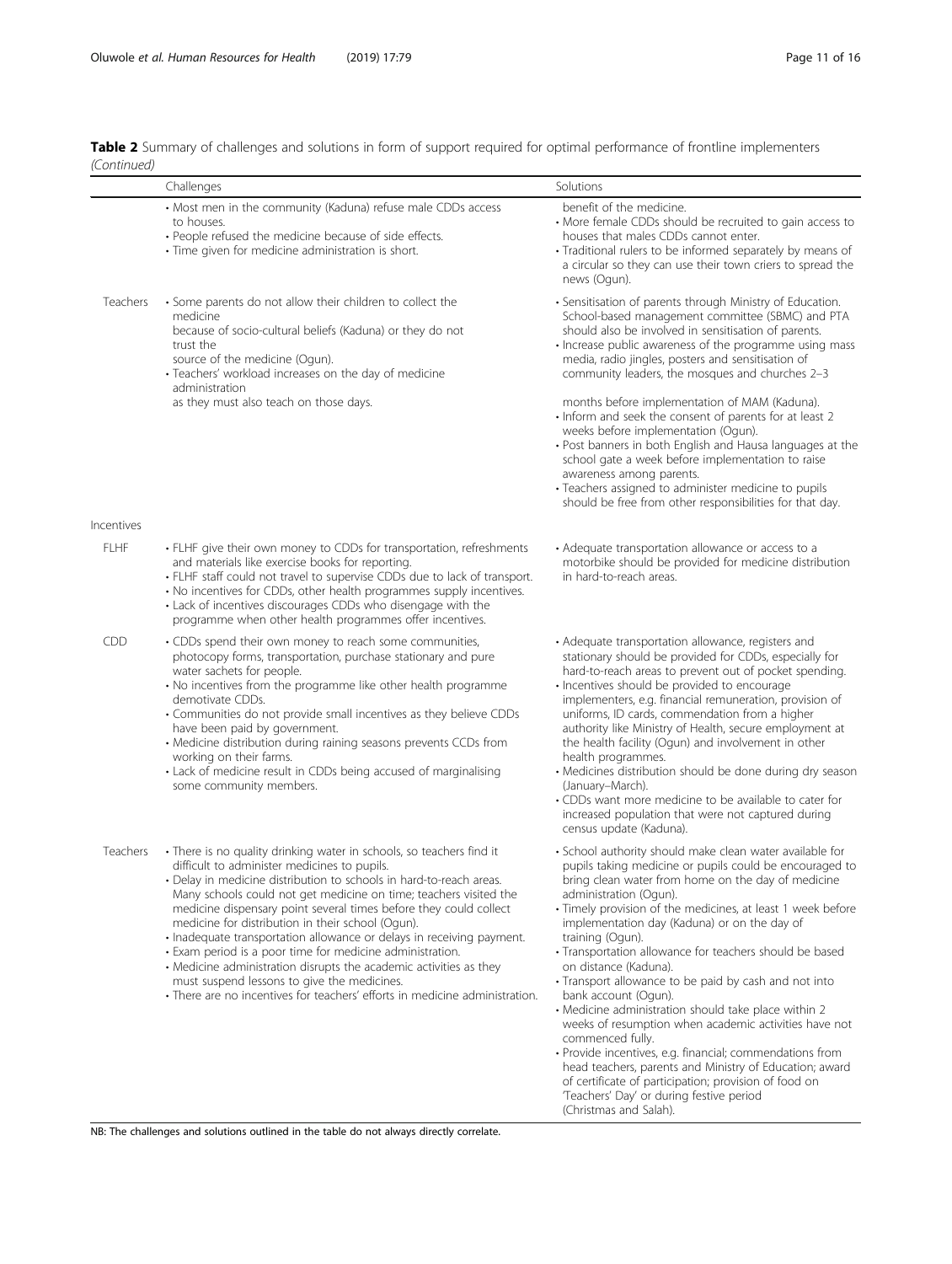**Table 2** Summary of challenges and solutions in form of support required for optimal performance of frontline implementers *(Continued)*

| | Challenges | Solutions |
|---|---|---|
| | • Most men in the community (Kaduna) refuse male CDDs access to houses.<br>• People refused the medicine because of side effects.<br>• Time given for medicine administration is short. | benefit of the medicine.<br>• More female CDDs should be recruited to gain access to houses that males CDDs cannot enter.<br>• Traditional rulers to be informed separately by means of a circular so they can use their town criers to spread the news (Ogun). |
| Teachers | • Some parents do not allow their children to collect the medicine because of socio-cultural beliefs (Kaduna) or they do not trust the source of the medicine (Ogun).<br>• Teachers' workload increases on the day of medicine administration as they must also teach on those days. | • Sensitisation of parents through Ministry of Education. School-based management committee (SBMC) and PTA should also be involved in sensitisation of parents.<br>• Increase public awareness of the programme using mass media, radio jingles, posters and sensitisation of community leaders, the mosques and churches 2–3 months before implementation of MAM (Kaduna).<br>• Inform and seek the consent of parents for at least 2 weeks before implementation (Ogun).<br>• Post banners in both English and Hausa languages at the school gate a week before implementation to raise awareness among parents.<br>• Teachers assigned to administer medicine to pupils should be free from other responsibilities for that day. |
| Incentives | | |
| FLHF | • FLHF give their own money to CDDs for transportation, refreshments and materials like exercise books for reporting.<br>• FLHF staff could not travel to supervise CDDs due to lack of transport.<br>• No incentives for CDDs, other health programmes supply incentives.<br>• Lack of incentives discourages CDDs who disengage with the programme when other health programmes offer incentives. | • Adequate transportation allowance or access to a motorbike should be provided for medicine distribution in hard-to-reach areas. |
| CDD | • CDDs spend their own money to reach some communities, photocopy forms, transportation, purchase stationary and pure water sachets for people.<br>• No incentives from the programme like other health programme demotivate CDDs.<br>• Communities do not provide small incentives as they believe CDDs have been paid by government.<br>• Medicine distribution during raining seasons prevents CCDs from working on their farms.<br>• Lack of medicine result in CDDs being accused of marginalising some community members. | • Adequate transportation allowance, registers and stationary should be provided for CDDs, especially for hard-to-reach areas to prevent out of pocket spending.<br>• Incentives should be provided to encourage implementers, e.g. financial remuneration, provision of uniforms, ID cards, commendation from a higher authority like Ministry of Health, secure employment at the health facility (Ogun) and involvement in other health programmes.<br>• Medicines distribution should be done during dry season (January–March).<br>• CDDs want more medicine to be available to cater for increased population that were not captured during census update (Kaduna). |
| Teachers | • There is no quality drinking water in schools, so teachers find it difficult to administer medicines to pupils.<br>• Delay in medicine distribution to schools in hard-to-reach areas. Many schools could not get medicine on time; teachers visited the medicine dispensary point several times before they could collect medicine for distribution in their school (Ogun).<br>• Inadequate transportation allowance or delays in receiving payment.<br>• Exam period is a poor time for medicine administration.<br>• Medicine administration disrupts the academic activities as they must suspend lessons to give the medicines.<br>• There are no incentives for teachers' efforts in medicine administration. | • School authority should make clean water available for pupils taking medicine or pupils could be encouraged to bring clean water from home on the day of medicine administration (Ogun).<br>• Timely provision of the medicines, at least 1 week before implementation day (Kaduna) or on the day of training (Ogun).<br>• Transportation allowance for teachers should be based on distance (Kaduna).<br>• Transport allowance to be paid by cash and not into bank account (Ogun).<br>• Medicine administration should take place within 2 weeks of resumption when academic activities have not commenced fully.<br>• Provide incentives, e.g. financial; commendations from head teachers, parents and Ministry of Education; award of certificate of participation; provision of food on 'Teachers' Day' or during festive period (Christmas and Salah). |

NB: The challenges and solutions outlined in the table do not always directly correlate.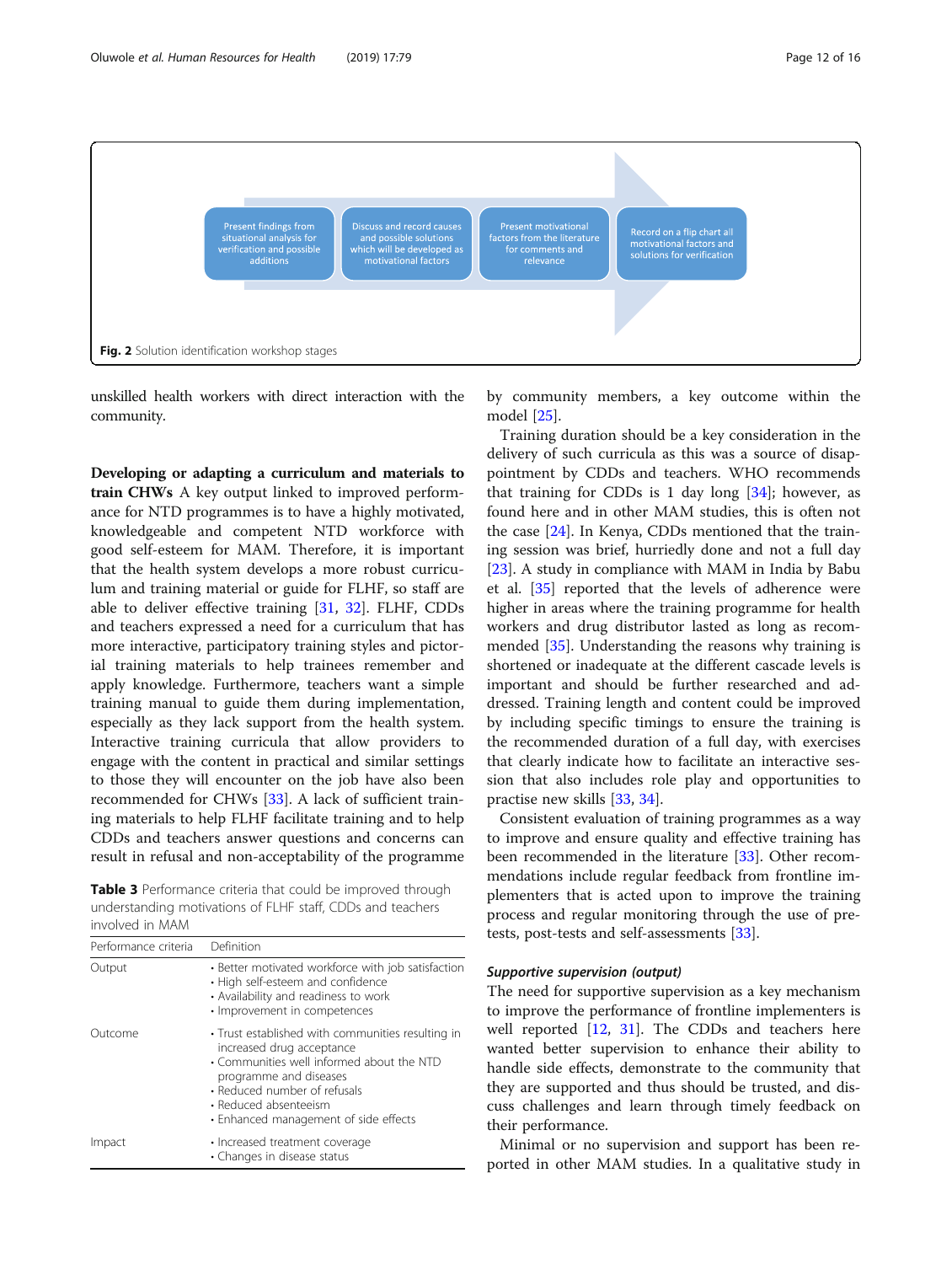Present findings from situational analysis for verification and possible additions

Discuss and record causes and possible solutions which will be developed as motivational factors

Present motivational factors from the literature for comments and relevance

Record on a flip chart all motivational factors and solutions for verification

**Fig. 2** Solution identification workshop stages

unskilled health workers with direct interaction with the community.

**Developing or adapting a curriculum and materials to train CHWs** A key output linked to improved performance for NTD programmes is to have a highly motivated, knowledgeable and competent NTD workforce with good self-esteem for MAM. Therefore, it is important that the health system develops a more robust curriculum and training material or guide for FLHF, so staff are able to deliver effective training [31, 32]. FLHF, CDDs and teachers expressed a need for a curriculum that has more interactive, participatory training styles and pictorial training materials to help trainees remember and apply knowledge. Furthermore, teachers want a simple training manual to guide them during implementation, especially as they lack support from the health system. Interactive training curricula that allow providers to engage with the content in practical and similar settings to those they will encounter on the job have also been recommended for CHWs [33]. A lack of sufficient training materials to help FLHF facilitate training and to help CDDs and teachers answer questions and concerns can result in refusal and non-acceptability of the programme by community members, a key outcome within the model [25].

**Table 3** Performance criteria that could be improved through understanding motivations of FLHF staff, CDDs and teachers involved in MAM

| Performance criteria | Definition |
|---|---|
| Output | • Better motivated workforce with job satisfaction<br>• High self-esteem and confidence<br>• Availability and readiness to work<br>• Improvement in competences |
| Outcome | • Trust established with communities resulting in increased drug acceptance<br>• Communities well informed about the NTD programme and diseases<br>• Reduced number of refusals<br>• Reduced absenteeism<br>• Enhanced management of side effects |
| Impact | • Increased treatment coverage<br>• Changes in disease status |

Training duration should be a key consideration in the delivery of such curricula as this was a source of disappointment by CDDs and teachers. WHO recommends that training for CDDs is 1 day long [34]; however, as found here and in other MAM studies, this is often not the case [24]. In Kenya, CDDs mentioned that the training session was brief, hurriedly done and not a full day [23]. A study in compliance with MAM in India by Babu et al. [35] reported that the levels of adherence were higher in areas where the training programme for health workers and drug distributor lasted as long as recommended [35]. Understanding the reasons why training is shortened or inadequate at the different cascade levels is important and should be further researched and addressed. Training length and content could be improved by including specific timings to ensure the training is the recommended duration of a full day, with exercises that clearly indicate how to facilitate an interactive session that also includes role play and opportunities to practise new skills [33, 34].

Consistent evaluation of training programmes as a way to improve and ensure quality and effective training has been recommended in the literature [33]. Other recommendations include regular feedback from frontline implementers that is acted upon to improve the training process and regular monitoring through the use of pre-tests, post-tests and self-assessments [33].

### *Supportive supervision (output)*

The need for supportive supervision as a key mechanism to improve the performance of frontline implementers is well reported [12, 31]. The CDDs and teachers here wanted better supervision to enhance their ability to handle side effects, demonstrate to the community that they are supported and thus should be trusted, and discuss challenges and learn through timely feedback on their performance.

Minimal or no supervision and support has been reported in other MAM studies. In a qualitative study in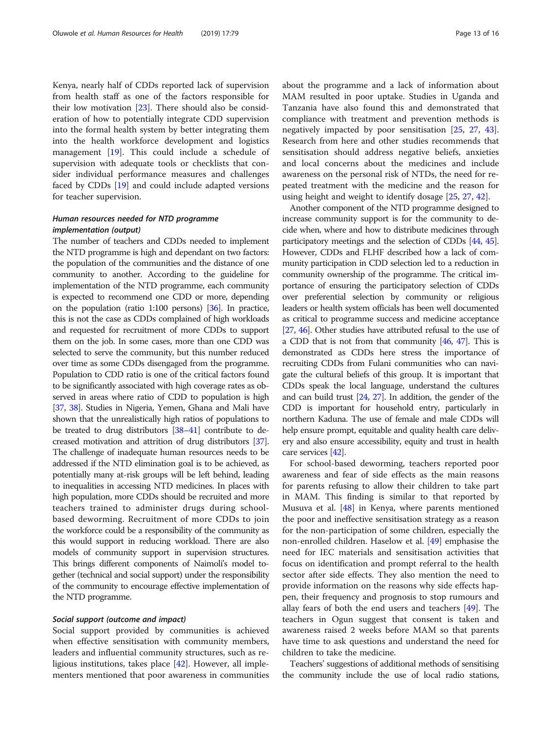Kenya, nearly half of CDDs reported lack of supervision from health staff as one of the factors responsible for their low motivation [23]. There should also be consideration of how to potentially integrate CDD supervision into the formal health system by better integrating them into the health workforce development and logistics management [19]. This could include a schedule of supervision with adequate tools or checklists that consider individual performance measures and challenges faced by CDDs [19] and could include adapted versions for teacher supervision.

### *Human resources needed for NTD programme implementation (output)*

The number of teachers and CDDs needed to implement the NTD programme is high and dependant on two factors: the population of the communities and the distance of one community to another. According to the guideline for implementation of the NTD programme, each community is expected to recommend one CDD or more, depending on the population (ratio 1:100 persons) [36]. In practice, this is not the case as CDDs complained of high workloads and requested for recruitment of more CDDs to support them on the job. In some cases, more than one CDD was selected to serve the community, but this number reduced over time as some CDDs disengaged from the programme. Population to CDD ratio is one of the critical factors found to be significantly associated with high coverage rates as observed in areas where ratio of CDD to population is high [37, 38]. Studies in Nigeria, Yemen, Ghana and Mali have shown that the unrealistically high ratios of populations to be treated to drug distributors [38–41] contribute to decreased motivation and attrition of drug distributors [37]. The challenge of inadequate human resources needs to be addressed if the NTD elimination goal is to be achieved, as potentially many at-risk groups will be left behind, leading to inequalities in accessing NTD medicines. In places with high population, more CDDs should be recruited and more teachers trained to administer drugs during school-based deworming. Recruitment of more CDDs to join the workforce could be a responsibility of the community as this would support in reducing workload. There are also models of community support in supervision structures. This brings different components of Naimoli's model together (technical and social support) under the responsibility of the community to encourage effective implementation of the NTD programme.

### *Social support (outcome and impact)*

Social support provided by communities is achieved when effective sensitisation with community members, leaders and influential community structures, such as religious institutions, takes place [42]. However, all implementers mentioned that poor awareness in communities about the programme and a lack of information about MAM resulted in poor uptake. Studies in Uganda and Tanzania have also found this and demonstrated that compliance with treatment and prevention methods is negatively impacted by poor sensitisation [25, 27, 43]. Research from here and other studies recommends that sensitisation should address negative beliefs, anxieties and local concerns about the medicines and include awareness on the personal risk of NTDs, the need for repeated treatment with the medicine and the reason for using height and weight to identify dosage [25, 27, 42].

Another component of the NTD programme designed to increase community support is for the community to decide when, where and how to distribute medicines through participatory meetings and the selection of CDDs [44, 45]. However, CDDs and FLHF described how a lack of community participation in CDD selection led to a reduction in community ownership of the programme. The critical importance of ensuring the participatory selection of CDDs over preferential selection by community or religious leaders or health system officials has been well documented as critical to programme success and medicine acceptance [27, 46]. Other studies have attributed refusal to the use of a CDD that is not from that community [46, 47]. This is demonstrated as CDDs here stress the importance of recruiting CDDs from Fulani communities who can navigate the cultural beliefs of this group. It is important that CDDs speak the local language, understand the cultures and can build trust [24, 27]. In addition, the gender of the CDD is important for household entry, particularly in northern Kaduna. The use of female and male CDDs will help ensure prompt, equitable and quality health care delivery and also ensure accessibility, equity and trust in health care services [42].

For school-based deworming, teachers reported poor awareness and fear of side effects as the main reasons for parents refusing to allow their children to take part in MAM. This finding is similar to that reported by Musuva et al. [48] in Kenya, where parents mentioned the poor and ineffective sensitisation strategy as a reason for the non-participation of some children, especially the non-enrolled children. Haselow et al. [49] emphasise the need for IEC materials and sensitisation activities that focus on identification and prompt referral to the health sector after side effects. They also mention the need to provide information on the reasons why side effects happen, their frequency and prognosis to stop rumours and allay fears of both the end users and teachers [49]. The teachers in Ogun suggest that consent is taken and awareness raised 2 weeks before MAM so that parents have time to ask questions and understand the need for children to take the medicine.

Teachers' suggestions of additional methods of sensitising the community include the use of local radio stations,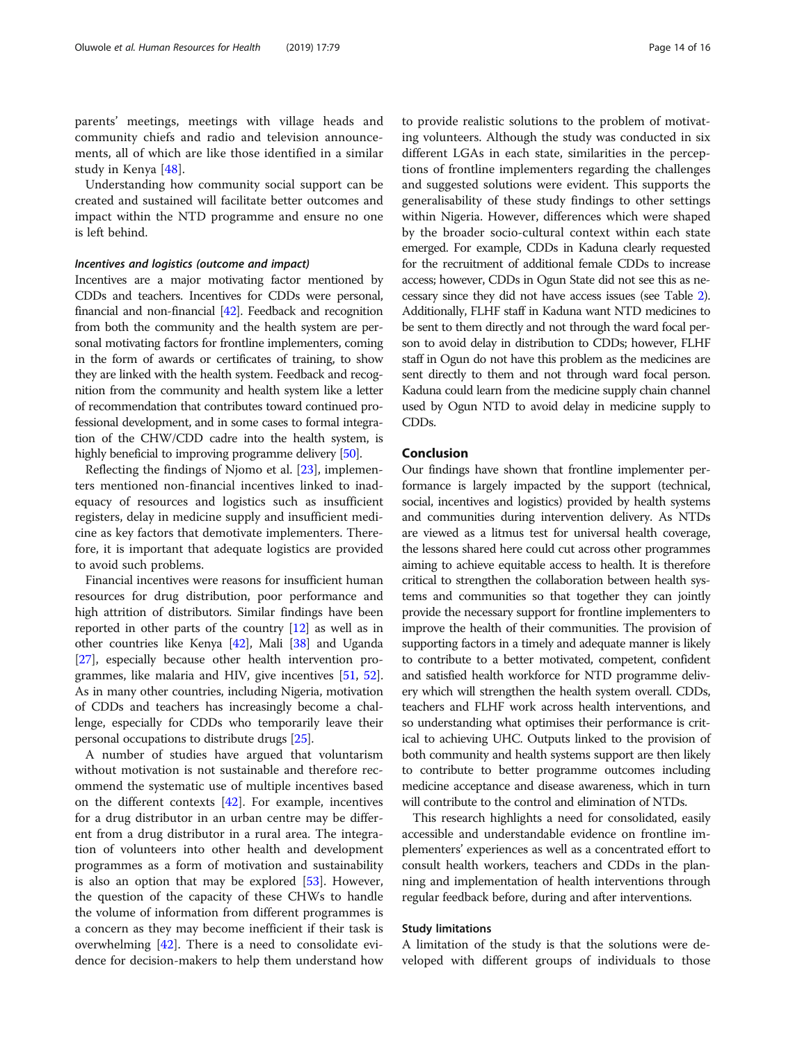parents' meetings, meetings with village heads and community chiefs and radio and television announcements, all of which are like those identified in a similar study in Kenya [48].

Understanding how community social support can be created and sustained will facilitate better outcomes and impact within the NTD programme and ensure no one is left behind.

#### *Incentives and logistics (outcome and impact)*

Incentives are a major motivating factor mentioned by CDDs and teachers. Incentives for CDDs were personal, financial and non-financial [42]. Feedback and recognition from both the community and the health system are personal motivating factors for frontline implementers, coming in the form of awards or certificates of training, to show they are linked with the health system. Feedback and recognition from the community and health system like a letter of recommendation that contributes toward continued professional development, and in some cases to formal integration of the CHW/CDD cadre into the health system, is highly beneficial to improving programme delivery [50].

Reflecting the findings of Njomo et al. [23], implementers mentioned non-financial incentives linked to inadequacy of resources and logistics such as insufficient registers, delay in medicine supply and insufficient medicine as key factors that demotivate implementers. Therefore, it is important that adequate logistics are provided to avoid such problems.

Financial incentives were reasons for insufficient human resources for drug distribution, poor performance and high attrition of distributors. Similar findings have been reported in other parts of the country [12] as well as in other countries like Kenya [42], Mali [38] and Uganda [27], especially because other health intervention programmes, like malaria and HIV, give incentives [51, 52]. As in many other countries, including Nigeria, motivation of CDDs and teachers has increasingly become a challenge, especially for CDDs who temporarily leave their personal occupations to distribute drugs [25].

A number of studies have argued that voluntarism without motivation is not sustainable and therefore recommend the systematic use of multiple incentives based on the different contexts [42]. For example, incentives for a drug distributor in an urban centre may be different from a drug distributor in a rural area. The integration of volunteers into other health and development programmes as a form of motivation and sustainability is also an option that may be explored [53]. However, the question of the capacity of these CHWs to handle the volume of information from different programmes is a concern as they may become inefficient if their task is overwhelming [42]. There is a need to consolidate evidence for decision-makers to help them understand how to provide realistic solutions to the problem of motivating volunteers. Although the study was conducted in six different LGAs in each state, similarities in the perceptions of frontline implementers regarding the challenges and suggested solutions were evident. This supports the generalisability of these study findings to other settings within Nigeria. However, differences which were shaped by the broader socio-cultural context within each state emerged. For example, CDDs in Kaduna clearly requested for the recruitment of additional female CDDs to increase access; however, CDDs in Ogun State did not see this as necessary since they did not have access issues (see Table 2). Additionally, FLHF staff in Kaduna want NTD medicines to be sent to them directly and not through the ward focal person to avoid delay in distribution to CDDs; however, FLHF staff in Ogun do not have this problem as the medicines are sent directly to them and not through ward focal person. Kaduna could learn from the medicine supply chain channel used by Ogun NTD to avoid delay in medicine supply to CDDs.

## Conclusion

Our findings have shown that frontline implementer performance is largely impacted by the support (technical, social, incentives and logistics) provided by health systems and communities during intervention delivery. As NTDs are viewed as a litmus test for universal health coverage, the lessons shared here could cut across other programmes aiming to achieve equitable access to health. It is therefore critical to strengthen the collaboration between health systems and communities so that together they can jointly provide the necessary support for frontline implementers to improve the health of their communities. The provision of supporting factors in a timely and adequate manner is likely to contribute to a better motivated, competent, confident and satisfied health workforce for NTD programme delivery which will strengthen the health system overall. CDDs, teachers and FLHF work across health interventions, and so understanding what optimises their performance is critical to achieving UHC. Outputs linked to the provision of both community and health systems support are then likely to contribute to better programme outcomes including medicine acceptance and disease awareness, which in turn will contribute to the control and elimination of NTDs.

This research highlights a need for consolidated, easily accessible and understandable evidence on frontline implementers' experiences as well as a concentrated effort to consult health workers, teachers and CDDs in the planning and implementation of health interventions through regular feedback before, during and after interventions.

### Study limitations

A limitation of the study is that the solutions were developed with different groups of individuals to those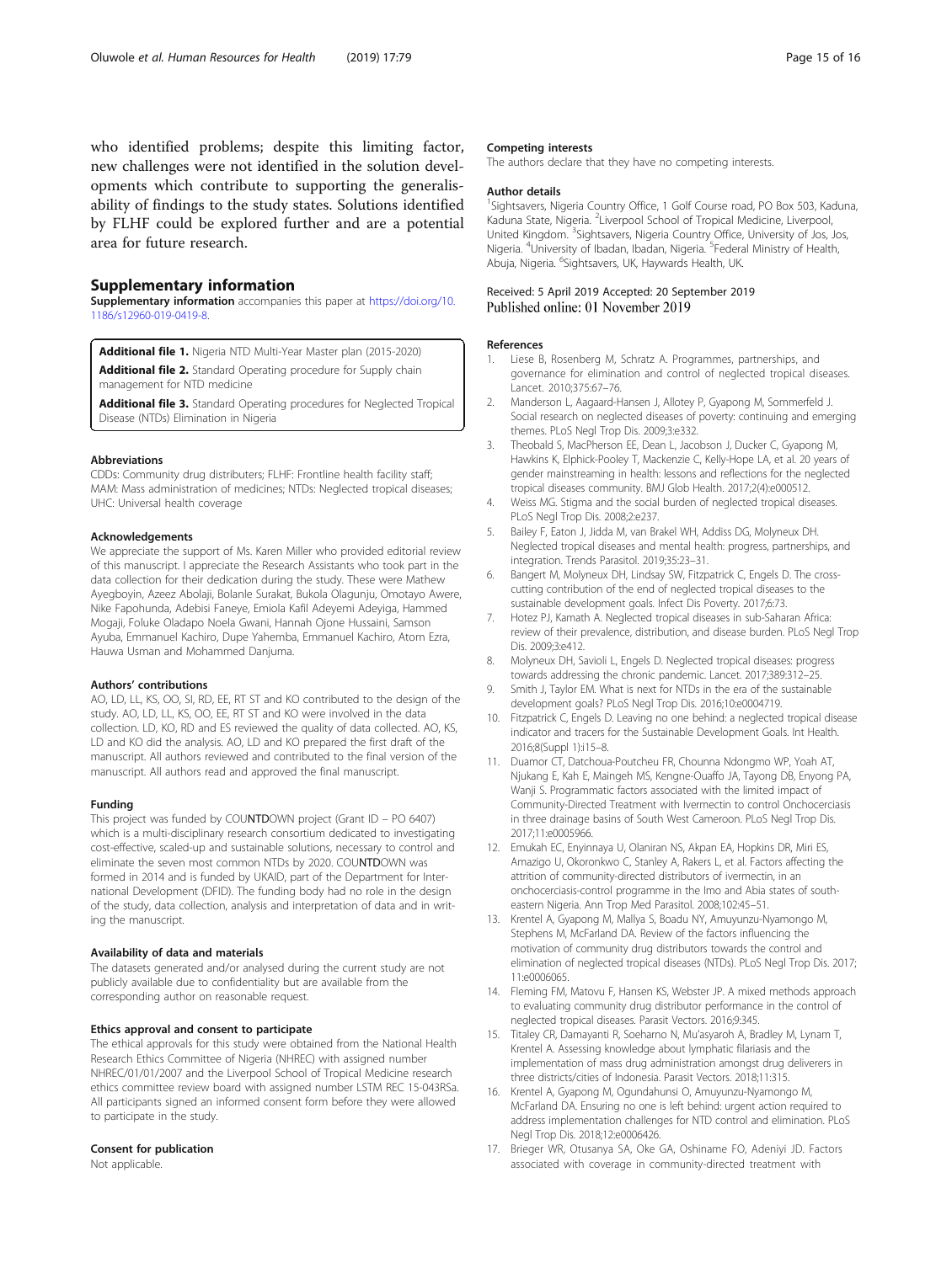who identified problems; despite this limiting factor, new challenges were not identified in the solution developments which contribute to supporting the generalisability of findings to the study states. Solutions identified by FLHF could be explored further and are a potential area for future research.

## Supplementary information

**Supplementary information** accompanies this paper at https://doi.org/10.1186/s12960-019-0419-8.

**Additional file 1.** Nigeria NTD Multi-Year Master plan (2015-2020)

**Additional file 2.** Standard Operating procedure for Supply chain management for NTD medicine

**Additional file 3.** Standard Operating procedures for Neglected Tropical Disease (NTDs) Elimination in Nigeria

### Abbreviations

CDDs: Community drug distributers; FLHF: Frontline health facility staff; MAM: Mass administration of medicines; NTDs: Neglected tropical diseases; UHC: Universal health coverage

### Acknowledgements

We appreciate the support of Ms. Karen Miller who provided editorial review of this manuscript. I appreciate the Research Assistants who took part in the data collection for their dedication during the study. These were Mathew Ayegboyin, Azeez Abolaji, Bolanle Surakat, Bukola Olagunju, Omotayo Awere, Nike Fapohunda, Adebisi Faneye, Emiola Kafil Adeyemi Adeyiga, Hammed Mogaji, Foluke Oladapo Noela Gwani, Hannah Ojone Hussaini, Samson Ayuba, Emmanuel Kachiro, Dupe Yahemba, Emmanuel Kachiro, Atom Ezra, Hauwa Usman and Mohammed Danjuma.

### Authors' contributions

AO, LD, LL, KS, OO, SI, RD, EE, RT ST and KO contributed to the design of the study. AO, LD, LL, KS, OO, EE, RT ST and KO were involved in the data collection. LD, KO, RD and ES reviewed the quality of data collected. AO, KS, LD and KO did the analysis. AO, LD and KO prepared the first draft of the manuscript. All authors reviewed and contributed to the final version of the manuscript. All authors read and approved the final manuscript.

### Funding

This project was funded by COUNTDOWN project (Grant ID – PO 6407) which is a multi-disciplinary research consortium dedicated to investigating cost-effective, scaled-up and sustainable solutions, necessary to control and eliminate the seven most common NTDs by 2020. COUNTDOWN was formed in 2014 and is funded by UKAID, part of the Department for International Development (DFID). The funding body had no role in the design of the study, data collection, analysis and interpretation of data and in writing the manuscript.

### Availability of data and materials

The datasets generated and/or analysed during the current study are not publicly available due to confidentiality but are available from the corresponding author on reasonable request.

### Ethics approval and consent to participate

The ethical approvals for this study were obtained from the National Health Research Ethics Committee of Nigeria (NHREC) with assigned number NHREC/01/01/2007 and the Liverpool School of Tropical Medicine research ethics committee review board with assigned number LSTM REC 15-043RSa. All participants signed an informed consent form before they were allowed to participate in the study.

### Consent for publication

Not applicable.

### Competing interests

The authors declare that they have no competing interests.

### Author details

[1]Sightsavers, Nigeria Country Office, 1 Golf Course road, PO Box 503, Kaduna, Kaduna State, Nigeria. [2]Liverpool School of Tropical Medicine, Liverpool, United Kingdom. [3]Sightsavers, Nigeria Country Office, University of Jos, Jos, Nigeria. [4]University of Ibadan, Ibadan, Nigeria. [5]Federal Ministry of Health, Abuja, Nigeria. [6]Sightsavers, UK, Haywards Health, UK.

Received: 5 April 2019 Accepted: 20 September 2019
Published online: 01 November 2019

### References

1. Liese B, Rosenberg M, Schratz A. Programmes, partnerships, and governance for elimination and control of neglected tropical diseases. Lancet. 2010;375:67–76.
2. Manderson L, Aagaard-Hansen J, Allotey P, Gyapong M, Sommerfeld J. Social research on neglected diseases of poverty: continuing and emerging themes. PLoS Negl Trop Dis. 2009;3:e332.
3. Theobald S, MacPherson EE, Dean L, Jacobson J, Ducker C, Gyapong M, Hawkins K, Elphick-Pooley T, Mackenzie C, Kelly-Hope LA, et al. 20 years of gender mainstreaming in health: lessons and reflections for the neglected tropical diseases community. BMJ Glob Health. 2017;2(4):e000512.
4. Weiss MG. Stigma and the social burden of neglected tropical diseases. PLoS Negl Trop Dis. 2008;2:e237.
5. Bailey F, Eaton J, Jidda M, van Brakel WH, Addiss DG, Molyneux DH. Neglected tropical diseases and mental health: progress, partnerships, and integration. Trends Parasitol. 2019;35:23–31.
6. Bangert M, Molyneux DH, Lindsay SW, Fitzpatrick C, Engels D. The cross-cutting contribution of the end of neglected tropical diseases to the sustainable development goals. Infect Dis Poverty. 2017;6:73.
7. Hotez PJ, Kamath A. Neglected tropical diseases in sub-Saharan Africa: review of their prevalence, distribution, and disease burden. PLoS Negl Trop Dis. 2009;3:e412.
8. Molyneux DH, Savioli L, Engels D. Neglected tropical diseases: progress towards addressing the chronic pandemic. Lancet. 2017;389:312–25.
9. Smith J, Taylor EM. What is next for NTDs in the era of the sustainable development goals? PLoS Negl Trop Dis. 2016;10:e0004719.
10. Fitzpatrick C, Engels D. Leaving no one behind: a neglected tropical disease indicator and tracers for the Sustainable Development Goals. Int Health. 2016;8(Suppl 1):i15–8.
11. Duamor CT, Datchoua-Poutcheu FR, Chounna Ndongmo WP, Yoah AT, Njukang E, Kah E, Maingeh MS, Kengne-Ouaffo JA, Tayong DB, Enyong PA, Wanji S. Programmatic factors associated with the limited impact of Community-Directed Treatment with Ivermectin to control Onchocerciasis in three drainage basins of South West Cameroon. PLoS Negl Trop Dis. 2017;11:e0005966.
12. Emukah EC, Enyinnaya U, Olaniran NS, Akpan EA, Hopkins DR, Miri ES, Amazigo U, Okoronkwo C, Stanley A, Rakers L, et al. Factors affecting the attrition of community-directed distributors of ivermectin, in an onchocerciasis-control programme in the Imo and Abia states of south-eastern Nigeria. Ann Trop Med Parasitol. 2008;102:45–51.
13. Krentel A, Gyapong M, Mallya S, Boadu NY, Amuyunzu-Nyamongo M, Stephens M, McFarland DA. Review of the factors influencing the motivation of community drug distributors towards the control and elimination of neglected tropical diseases (NTDs). PLoS Negl Trop Dis. 2017;11:e0006065.
14. Fleming FM, Matovu F, Hansen KS, Webster JP. A mixed methods approach to evaluating community drug distributor performance in the control of neglected tropical diseases. Parasit Vectors. 2016;9:345.
15. Titaley CR, Damayanti R, Soeharno N, Mu'asyaroh A, Bradley M, Lynam T, Krentel A. Assessing knowledge about lymphatic filariasis and the implementation of mass drug administration amongst drug deliverers in three districts/cities of Indonesia. Parasit Vectors. 2018;11:315.
16. Krentel A, Gyapong M, Ogundahunsi O, Amuyunzu-Nyamongo M, McFarland DA. Ensuring no one is left behind: urgent action required to address implementation challenges for NTD control and elimination. PLoS Negl Trop Dis. 2018;12:e0006426.
17. Brieger WR, Otusanya SA, Oke GA, Oshiname FO, Adeniyi JD. Factors associated with coverage in community-directed treatment with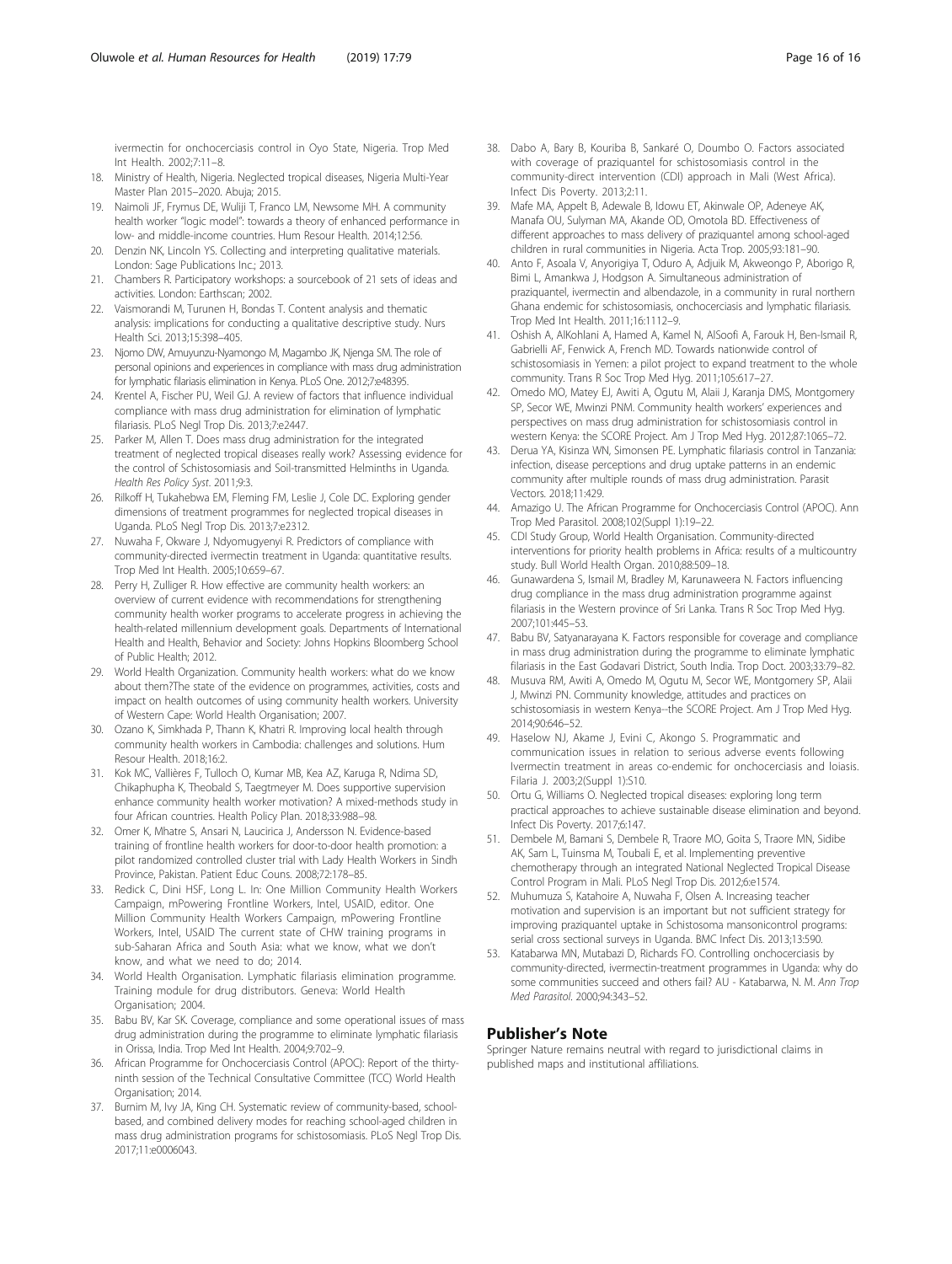ivermectin for onchocerciasis control in Oyo State, Nigeria. Trop Med Int Health. 2002;7:11–8.

18. Ministry of Health, Nigeria. Neglected tropical diseases, Nigeria Multi-Year Master Plan 2015–2020. Abuja; 2015.
19. Naimoli JF, Frymus DE, Wuliji T, Franco LM, Newsome MH. A community health worker "logic model": towards a theory of enhanced performance in low- and middle-income countries. Hum Resour Health. 2014;12:56.
20. Denzin NK, Lincoln YS. Collecting and interpreting qualitative materials. London: Sage Publications Inc.; 2013.
21. Chambers R. Participatory workshops: a sourcebook of 21 sets of ideas and activities. London: Earthscan; 2002.
22. Vaismorandi M, Turunen H, Bondas T. Content analysis and thematic analysis: implications for conducting a qualitative descriptive study. Nurs Health Sci. 2013;15:398–405.
23. Njomo DW, Amuyunzu-Nyamongo M, Magambo JK, Njenga SM. The role of personal opinions and experiences in compliance with mass drug administration for lymphatic filariasis elimination in Kenya. PLoS One. 2012;7:e48395.
24. Krentel A, Fischer PU, Weil GJ. A review of factors that influence individual compliance with mass drug administration for elimination of lymphatic filariasis. PLoS Negl Trop Dis. 2013;7:e2447.
25. Parker M, Allen T. Does mass drug administration for the integrated treatment of neglected tropical diseases really work? Assessing evidence for the control of Schistosomiasis and Soil-transmitted Helminths in Uganda. *Health Res Policy Syst*. 2011;9:3.
26. Rilkoff H, Tukahebwa EM, Fleming FM, Leslie J, Cole DC. Exploring gender dimensions of treatment programmes for neglected tropical diseases in Uganda. PLoS Negl Trop Dis. 2013;7:e2312.
27. Nuwaha F, Okware J, Ndyomugyenyi R. Predictors of compliance with community-directed ivermectin treatment in Uganda: quantitative results. Trop Med Int Health. 2005;10:659–67.
28. Perry H, Zulliger R. How effective are community health workers: an overview of current evidence with recommendations for strengthening community health worker programs to accelerate progress in achieving the health-related millennium development goals. Departments of International Health and Health, Behavior and Society: Johns Hopkins Bloomberg School of Public Health; 2012.
29. World Health Organization. Community health workers: what do we know about them?The state of the evidence on programmes, activities, costs and impact on health outcomes of using community health workers. University of Western Cape: World Health Organisation; 2007.
30. Ozano K, Simkhada P, Thann K, Khatri R. Improving local health through community health workers in Cambodia: challenges and solutions. Hum Resour Health. 2018;16:2.
31. Kok MC, Vallières F, Tulloch O, Kumar MB, Kea AZ, Karuga R, Ndima SD, Chikaphupha K, Theobald S, Taegtmeyer M. Does supportive supervision enhance community health worker motivation? A mixed-methods study in four African countries. Health Policy Plan. 2018;33:988–98.
32. Omer K, Mhatre S, Ansari N, Laucirica J, Andersson N. Evidence-based training of frontline health workers for door-to-door health promotion: a pilot randomized controlled cluster trial with Lady Health Workers in Sindh Province, Pakistan. Patient Educ Couns. 2008;72:178–85.
33. Redick C, Dini HSF, Long L. In: One Million Community Health Workers Campaign, mPowering Frontline Workers, Intel, USAID, editor. One Million Community Health Workers Campaign, mPowering Frontline Workers, Intel, USAID The current state of CHW training programs in sub-Saharan Africa and South Asia: what we know, what we don't know, and what we need to do; 2014.
34. World Health Organisation. Lymphatic filariasis elimination programme. Training module for drug distributors. Geneva: World Health Organisation; 2004.
35. Babu BV, Kar SK. Coverage, compliance and some operational issues of mass drug administration during the programme to eliminate lymphatic filariasis in Orissa, India. Trop Med Int Health. 2004;9:702–9.
36. African Programme for Onchocerciasis Control (APOC): Report of the thirty-ninth session of the Technical Consultative Committee (TCC) World Health Organisation; 2014.
37. Burnim M, Ivy JA, King CH. Systematic review of community-based, school-based, and combined delivery modes for reaching school-aged children in mass drug administration programs for schistosomiasis. PLoS Negl Trop Dis. 2017;11:e0006043.
38. Dabo A, Bary B, Kouriba B, Sankaré O, Doumbo O. Factors associated with coverage of praziquantel for schistosomiasis control in the community-direct intervention (CDI) approach in Mali (West Africa). Infect Dis Poverty. 2013;2:11.
39. Mafe MA, Appelt B, Adewale B, Idowu ET, Akinwale OP, Adeneye AK, Manafa OU, Sulyman MA, Akande OD, Omotola BD. Effectiveness of different approaches to mass delivery of praziquantel among school-aged children in rural communities in Nigeria. Acta Trop. 2005;93:181–90.
40. Anto F, Asoala V, Anyorigiya T, Oduro A, Adjuik M, Akweongo P, Aborigo R, Bimi L, Amankwa J, Hodgson A. Simultaneous administration of praziquantel, ivermectin and albendazole, in a community in rural northern Ghana endemic for schistosomiasis, onchocerciasis and lymphatic filariasis. Trop Med Int Health. 2011;16:1112–9.
41. Oshish A, AlKohlani A, Hamed A, Kamel N, AlSoofi A, Farouk H, Ben-Ismail R, Gabrielli AF, Fenwick A, French MD. Towards nationwide control of schistosomiasis in Yemen: a pilot project to expand treatment to the whole community. Trans R Soc Trop Med Hyg. 2011;105:617–27.
42. Omedo MO, Matey EJ, Awiti A, Ogutu M, Alaii J, Karanja DMS, Montgomery SP, Secor WE, Mwinzi PNM. Community health workers' experiences and perspectives on mass drug administration for schistosomiasis control in western Kenya: the SCORE Project. Am J Trop Med Hyg. 2012;87:1065–72.
43. Derua YA, Kisinza WN, Simonsen PE. Lymphatic filariasis control in Tanzania: infection, disease perceptions and drug uptake patterns in an endemic community after multiple rounds of mass drug administration. Parasit Vectors. 2018;11:429.
44. Amazigo U. The African Programme for Onchocerciasis Control (APOC). Ann Trop Med Parasitol. 2008;102(Suppl 1):19–22.
45. CDI Study Group, World Health Organisation. Community-directed interventions for priority health problems in Africa: results of a multicountry study. Bull World Health Organ. 2010;88:509–18.
46. Gunawardena S, Ismail M, Bradley M, Karunaweera N. Factors influencing drug compliance in the mass drug administration programme against filariasis in the Western province of Sri Lanka. Trans R Soc Trop Med Hyg. 2007;101:445–53.
47. Babu BV, Satyanarayana K. Factors responsible for coverage and compliance in mass drug administration during the programme to eliminate lymphatic filariasis in the East Godavari District, South India. Trop Doct. 2003;33:79–82.
48. Musuva RM, Awiti A, Omedo M, Ogutu M, Secor WE, Montgomery SP, Alaii J, Mwinzi PN. Community knowledge, attitudes and practices on schistosomiasis in western Kenya--the SCORE Project. Am J Trop Med Hyg. 2014;90:646–52.
49. Haselow NJ, Akame J, Evini C, Akongo S. Programmatic and communication issues in relation to serious adverse events following Ivermectin treatment in areas co-endemic for onchocerciasis and loiasis. Filaria J. 2003;2(Suppl 1):S10.
50. Ortu G, Williams O. Neglected tropical diseases: exploring long term practical approaches to achieve sustainable disease elimination and beyond. Infect Dis Poverty. 2017;6:147.
51. Dembele M, Bamani S, Dembele R, Traore MO, Goita S, Traore MN, Sidibe AK, Sam L, Tuinsma M, Toubali E, et al. Implementing preventive chemotherapy through an integrated National Neglected Tropical Disease Control Program in Mali. PLoS Negl Trop Dis. 2012;6:e1574.
52. Muhumuza S, Katahoire A, Nuwaha F, Olsen A. Increasing teacher motivation and supervision is an important but not sufficient strategy for improving praziquantel uptake in Schistosoma mansonicontrol programs: serial cross sectional surveys in Uganda. BMC Infect Dis. 2013;13:590.
53. Katabarwa MN, Mutabazi D, Richards FO. Controlling onchocerciasis by community-directed, ivermectin-treatment programmes in Uganda: why do some communities succeed and others fail? AU - Katabarwa, N. M. *Ann Trop Med Parasitol*. 2000;94:343–52.

## Publisher's Note

Springer Nature remains neutral with regard to jurisdictional claims in published maps and institutional affiliations.